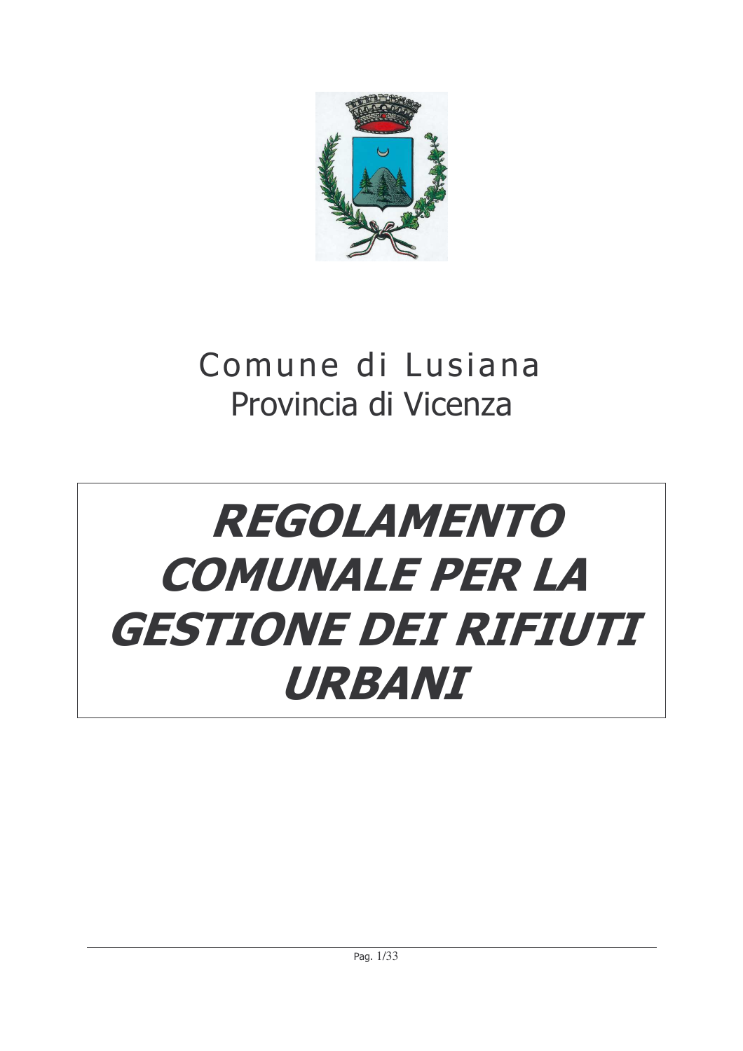Comune di Lusiana
Provincia di Vicenza

# *REGOLAMENTO COMUNALE PER LA GESTIONE DEI RIFIUTI URBANI*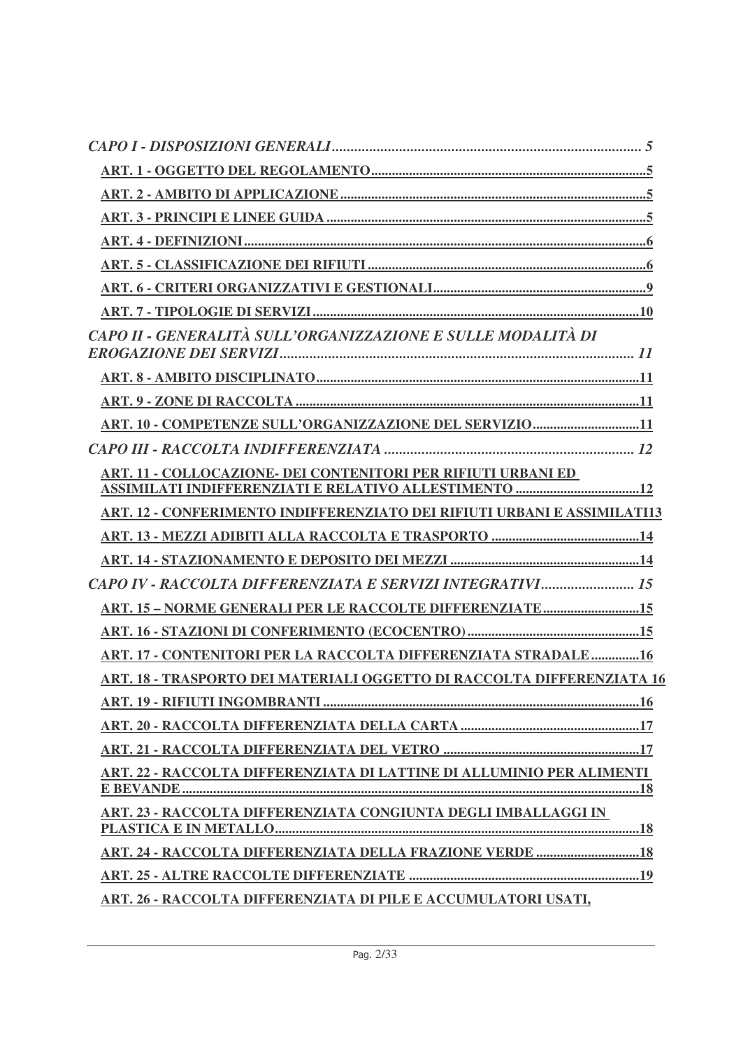*CAPO I - DISPOSIZIONI GENERALI* .......... *5*

**ART. 1 - OGGETTO DEL REGOLAMENTO** .......... **5**

**ART. 2 - AMBITO DI APPLICAZIONE** .......... **5**

**ART. 3 - PRINCIPI E LINEE GUIDA** .......... **5**

**ART. 4 - DEFINIZIONI** .......... **6**

**ART. 5 - CLASSIFICAZIONE DEI RIFIUTI** .......... **6**

**ART. 6 - CRITERI ORGANIZZATIVI E GESTIONALI** .......... **9**

**ART. 7 - TIPOLOGIE DI SERVIZI** .......... **10**

*CAPO II - GENERALITÀ SULL'ORGANIZZAZIONE E SULLE MODALITÀ DI EROGAZIONE DEI SERVIZI* .......... *11*

**ART. 8 - AMBITO DISCIPLINATO** .......... **11**

**ART. 9 - ZONE DI RACCOLTA** .......... **11**

**ART. 10 - COMPETENZE SULL'ORGANIZZAZIONE DEL SERVIZIO** .......... **11**

*CAPO III - RACCOLTA INDIFFERENZIATA* .......... *12*

**ART. 11 - COLLOCAZIONE- DEI CONTENITORI PER RIFIUTI URBANI ED ASSIMILATI INDIFFERENZIATI E RELATIVO ALLESTIMENTO** .......... **12**

**ART. 12 - CONFERIMENTO INDIFFERENZIATO DEI RIFIUTI URBANI E ASSIMILATI** **13**

**ART. 13 - MEZZI ADIBITI ALLA RACCOLTA E TRASPORTO** .......... **14**

**ART. 14 - STAZIONAMENTO E DEPOSITO DEI MEZZI** .......... **14**

*CAPO IV - RACCOLTA DIFFERENZIATA E SERVIZI INTEGRATIVI* .......... *15*

**ART. 15 – NORME GENERALI PER LE RACCOLTE DIFFERENZIATE** .......... **15**

**ART. 16 - STAZIONI DI CONFERIMENTO (ECOCENTRO)** .......... **15**

**ART. 17 - CONTENITORI PER LA RACCOLTA DIFFERENZIATA STRADALE** .......... **16**

**ART. 18 - TRASPORTO DEI MATERIALI OGGETTO DI RACCOLTA DIFFERENZIATA 16**

**ART. 19 - RIFIUTI INGOMBRANTI** .......... **16**

**ART. 20 - RACCOLTA DIFFERENZIATA DELLA CARTA** .......... **17**

**ART. 21 - RACCOLTA DIFFERENZIATA DEL VETRO** .......... **17**

**ART. 22 - RACCOLTA DIFFERENZIATA DI LATTINE DI ALLUMINIO PER ALIMENTI E BEVANDE** .......... **18**

**ART. 23 - RACCOLTA DIFFERENZIATA CONGIUNTA DEGLI IMBALLAGGI IN PLASTICA E IN METALLO** .......... **18**

**ART. 24 - RACCOLTA DIFFERENZIATA DELLA FRAZIONE VERDE** .......... **18**

**ART. 25 - ALTRE RACCOLTE DIFFERENZIATE** .......... **19**

**ART. 26 - RACCOLTA DIFFERENZIATA DI PILE E ACCUMULATORI USATI,**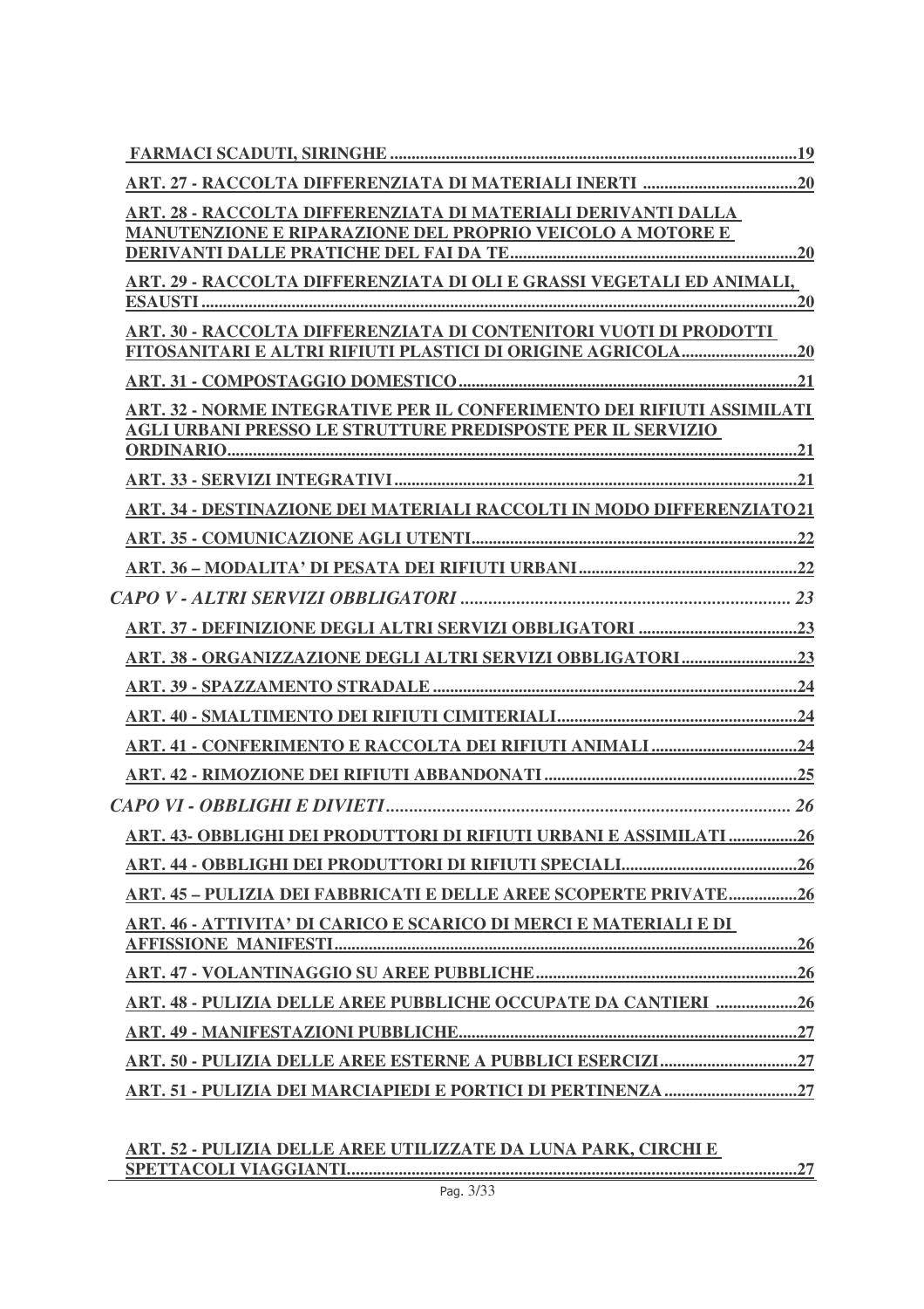**FARMACI SCADUTI, SIRINGHE ...................................................................................19**

**ART. 27 - RACCOLTA DIFFERENZIATA DI MATERIALI INERTI .....................................20**

**ART. 28 - RACCOLTA DIFFERENZIATA DI MATERIALI DERIVANTI DALLA MANUTENZIONE E RIPARAZIONE DEL PROPRIO VEICOLO A MOTORE E DERIVANTI DALLE PRATICHE DEL FAI DA TE...................................................................20**

**ART. 29 - RACCOLTA DIFFERENZIATA DI OLI E GRASSI VEGETALI ED ANIMALI, ESAUSTI.............................................................................................................................20**

**ART. 30 - RACCOLTA DIFFERENZIATA DI CONTENITORI VUOTI DI PRODOTTI FITOSANITARI E ALTRI RIFIUTI PLASTICI DI ORIGINE AGRICOLA...........................20**

**ART. 31 - COMPOSTAGGIO DOMESTICO...............................................................................21**

**ART. 32 - NORME INTEGRATIVE PER IL CONFERIMENTO DEI RIFIUTI ASSIMILATI AGLI URBANI PRESSO LE STRUTTURE PREDISPOSTE PER IL SERVIZIO ORDINARIO.......................................................................................................................21**

**ART. 33 - SERVIZI INTEGRATIVI..............................................................................................21**

**ART. 34 - DESTINAZIONE DEI MATERIALI RACCOLTI IN MODO DIFFERENZIATO 21**

**ART. 35 - COMUNICAZIONE AGLI UTENTI............................................................................22**

**ART. 36 – MODALITA' DI PESATA DEI RIFIUTI URBANI...................................................22**

***CAPO V - ALTRI SERVIZI OBBLIGATORI ....................................................................... 23***

**ART. 37 - DEFINIZIONE DEGLI ALTRI SERVIZI OBBLIGATORI .....................................23**

**ART. 38 - ORGANIZZAZIONE DEGLI ALTRI SERVIZI OBBLIGATORI...........................23**

**ART. 39 - SPAZZAMENTO STRADALE.....................................................................................24**

**ART. 40 - SMALTIMENTO DEI RIFIUTI CIMITERIALI.........................................................24**

**ART. 41 - CONFERIMENTO E RACCOLTA DEI RIFIUTI ANIMALI..................................24**

**ART. 42 - RIMOZIONE DEI RIFIUTI ABBANDONATI...........................................................25**

***CAPO VI - OBBLIGHI E DIVIETI....................................................................................... 26***

**ART. 43- OBBLIGHI DEI PRODUTTORI DI RIFIUTI URBANI E ASSIMILATI ................26**

**ART. 44 - OBBLIGHI DEI PRODUTTORI DI RIFIUTI SPECIALI.........................................26**

**ART. 45 – PULIZIA DEI FABBRICATI E DELLE AREE SCOPERTE PRIVATE................26**

**ART. 46 - ATTIVITA' DI CARICO E SCARICO DI MERCI E MATERIALI E DI AFFISSIONE MANIFESTI............................................................................................................26**

**ART. 47 - VOLANTINAGGIO SU AREE PUBBLICHE..............................................................26**

**ART. 48 - PULIZIA DELLE AREE PUBBLICHE OCCUPATE DA CANTIERI ...................26**

**ART. 49 - MANIFESTAZIONI PUBBLICHE................................................................................27**

**ART. 50 - PULIZIA DELLE AREE ESTERNE A PUBBLICI ESERCIZI................................27**

**ART. 51 - PULIZIA DEI MARCIAPIEDI E PORTICI DI PERTINENZA...............................27**

**ART. 52 - PULIZIA DELLE AREE UTILIZZATE DA LUNA PARK, CIRCHI E SPETTACOLI VIAGGIANTI..........................................................................................................27**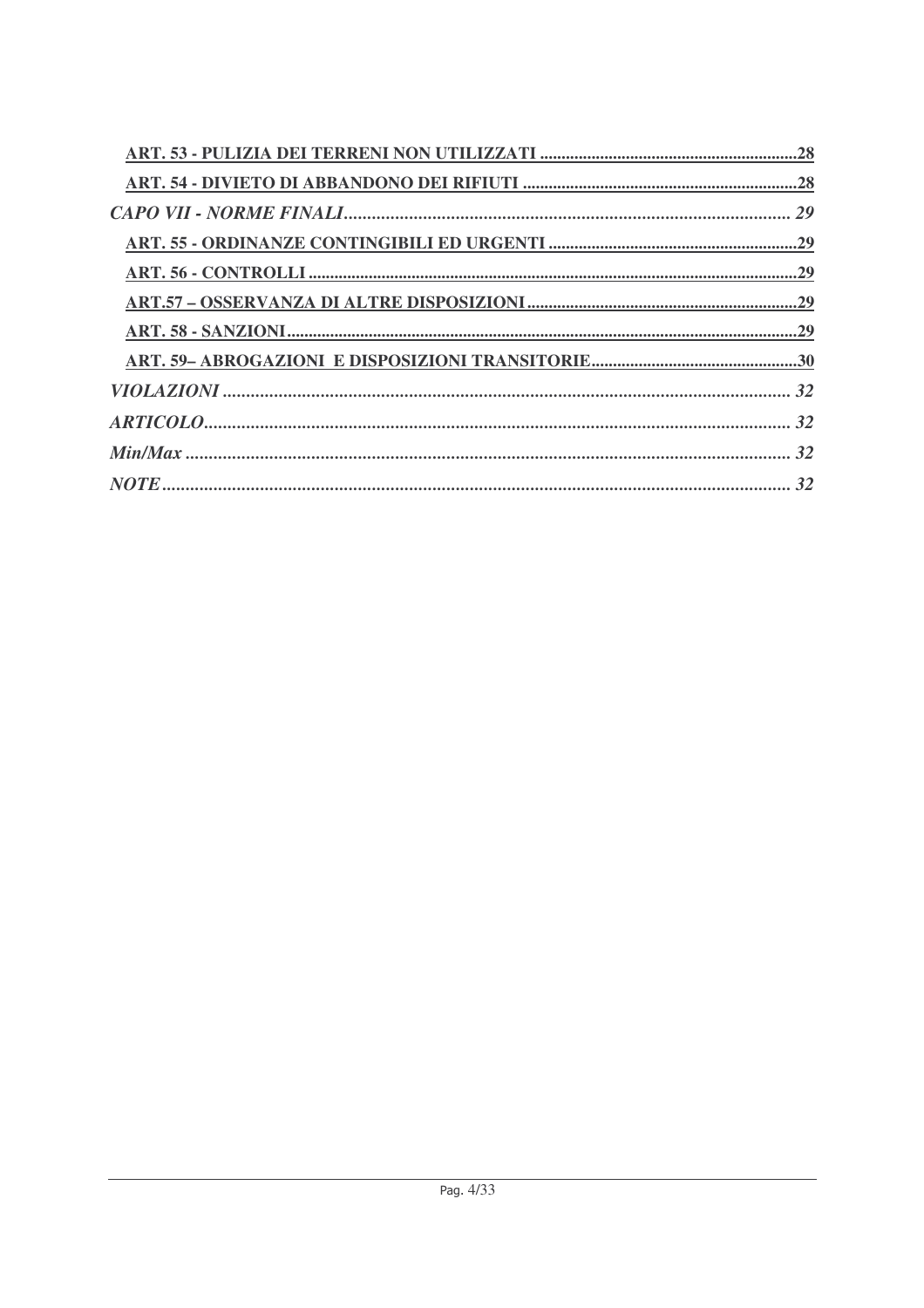[ART. 53 - PULIZIA DEI TERRENI NON UTILIZZATI ..........................................................28](#)

[ART. 54 - DIVIETO DI ABBANDONO DEI RIFIUTI ................................................................28](#)

*CAPO VII - NORME FINALI................................................................................................. 29*

[ART. 55 - ORDINANZE CONTINGIBILI ED URGENTI .........................................................29](#)

[ART. 56 - CONTROLLI ..................................................................................................................29](#)

[ART.57 – OSSERVANZA DI ALTRE DISPOSIZIONI ..............................................................29](#)

[ART. 58 - SANZIONI......................................................................................................................29](#)

[ART. 59– ABROGAZIONI E DISPOSIZIONI TRANSITORIE................................................30](#)

*VIOLAZIONI ........................................................................................................................ 32*

*ARTICOLO........................................................................................................................... 32*

*Min/Max ............................................................................................................................... 32*

*NOTE .................................................................................................................................... 32*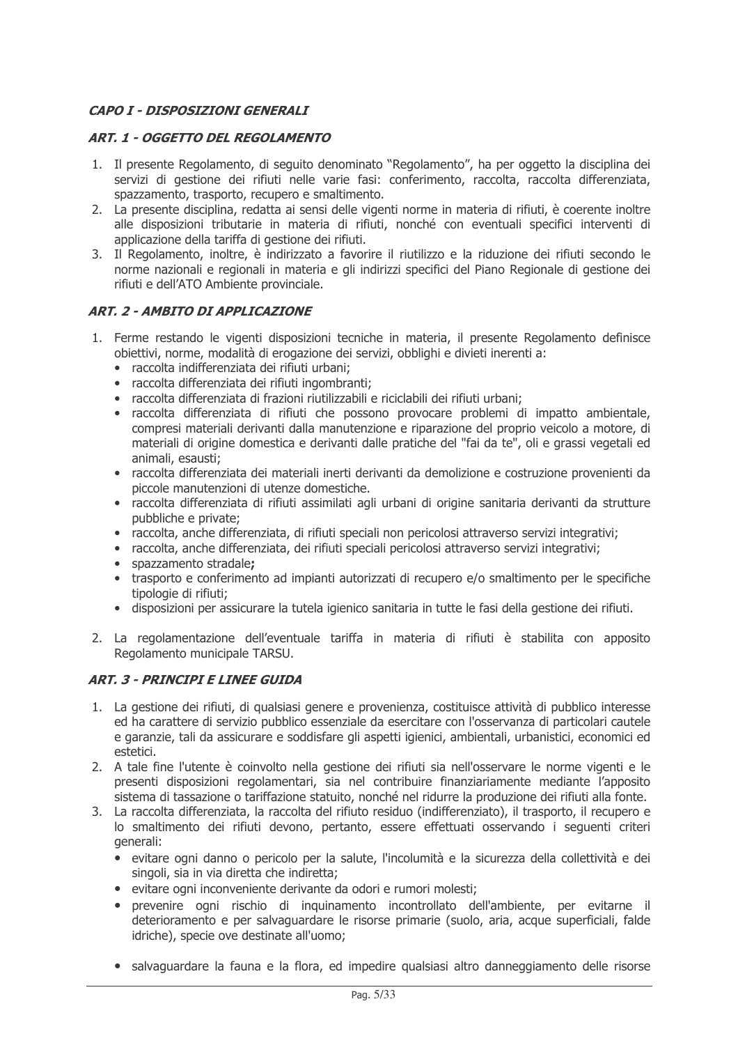## *CAPO I - DISPOSIZIONI GENERALI*

### *ART. 1 - OGGETTO DEL REGOLAMENTO*

1. Il presente Regolamento, di seguito denominato "Regolamento", ha per oggetto la disciplina dei servizi di gestione dei rifiuti nelle varie fasi: conferimento, raccolta, raccolta differenziata, spazzamento, trasporto, recupero e smaltimento.
2. La presente disciplina, redatta ai sensi delle vigenti norme in materia di rifiuti, è coerente inoltre alle disposizioni tributarie in materia di rifiuti, nonché con eventuali specifici interventi di applicazione della tariffa di gestione dei rifiuti.
3. Il Regolamento, inoltre, è indirizzato a favorire il riutilizzo e la riduzione dei rifiuti secondo le norme nazionali e regionali in materia e gli indirizzi specifici del Piano Regionale di gestione dei rifiuti e dell'ATO Ambiente provinciale.

### *ART. 2 - AMBITO DI APPLICAZIONE*

1. Ferme restando le vigenti disposizioni tecniche in materia, il presente Regolamento definisce obiettivi, norme, modalità di erogazione dei servizi, obblighi e divieti inerenti a:
   - raccolta indifferenziata dei rifiuti urbani;
   - raccolta differenziata dei rifiuti ingombranti;
   - raccolta differenziata di frazioni riutilizzabili e riciclabili dei rifiuti urbani;
   - raccolta differenziata di rifiuti che possono provocare problemi di impatto ambientale, compresi materiali derivanti dalla manutenzione e riparazione del proprio veicolo a motore, di materiali di origine domestica e derivanti dalle pratiche del "fai da te", oli e grassi vegetali ed animali, esausti;
   - raccolta differenziata dei materiali inerti derivanti da demolizione e costruzione provenienti da piccole manutenzioni di utenze domestiche.
   - raccolta differenziata di rifiuti assimilati agli urbani di origine sanitaria derivanti da strutture pubbliche e private;
   - raccolta, anche differenziata, di rifiuti speciali non pericolosi attraverso servizi integrativi;
   - raccolta, anche differenziata, dei rifiuti speciali pericolosi attraverso servizi integrativi;
   - spazzamento stradale**;**
   - trasporto e conferimento ad impianti autorizzati di recupero e/o smaltimento per le specifiche tipologie di rifiuti;
   - disposizioni per assicurare la tutela igienico sanitaria in tutte le fasi della gestione dei rifiuti.

2. La regolamentazione dell'eventuale tariffa in materia di rifiuti è stabilita con apposito Regolamento municipale TARSU.

### *ART. 3 - PRINCIPI E LINEE GUIDA*

1. La gestione dei rifiuti, di qualsiasi genere e provenienza, costituisce attività di pubblico interesse ed ha carattere di servizio pubblico essenziale da esercitare con l'osservanza di particolari cautele e garanzie, tali da assicurare e soddisfare gli aspetti igienici, ambientali, urbanistici, economici ed estetici.
2. A tale fine l'utente è coinvolto nella gestione dei rifiuti sia nell'osservare le norme vigenti e le presenti disposizioni regolamentari, sia nel contribuire finanziariamente mediante l'apposito sistema di tassazione o tariffazione statuito, nonché nel ridurre la produzione dei rifiuti alla fonte.
3. La raccolta differenziata, la raccolta del rifiuto residuo (indifferenziato), il trasporto, il recupero e lo smaltimento dei rifiuti devono, pertanto, essere effettuati osservando i seguenti criteri generali:
   - evitare ogni danno o pericolo per la salute, l'incolumità e la sicurezza della collettività e dei singoli, sia in via diretta che indiretta;
   - evitare ogni inconveniente derivante da odori e rumori molesti;
   - prevenire ogni rischio di inquinamento incontrollato dell'ambiente, per evitarne il deterioramento e per salvaguardare le risorse primarie (suolo, aria, acque superficiali, falde idriche), specie ove destinate all'uomo;
   - salvaguardare la fauna e la flora, ed impedire qualsiasi altro danneggiamento delle risorse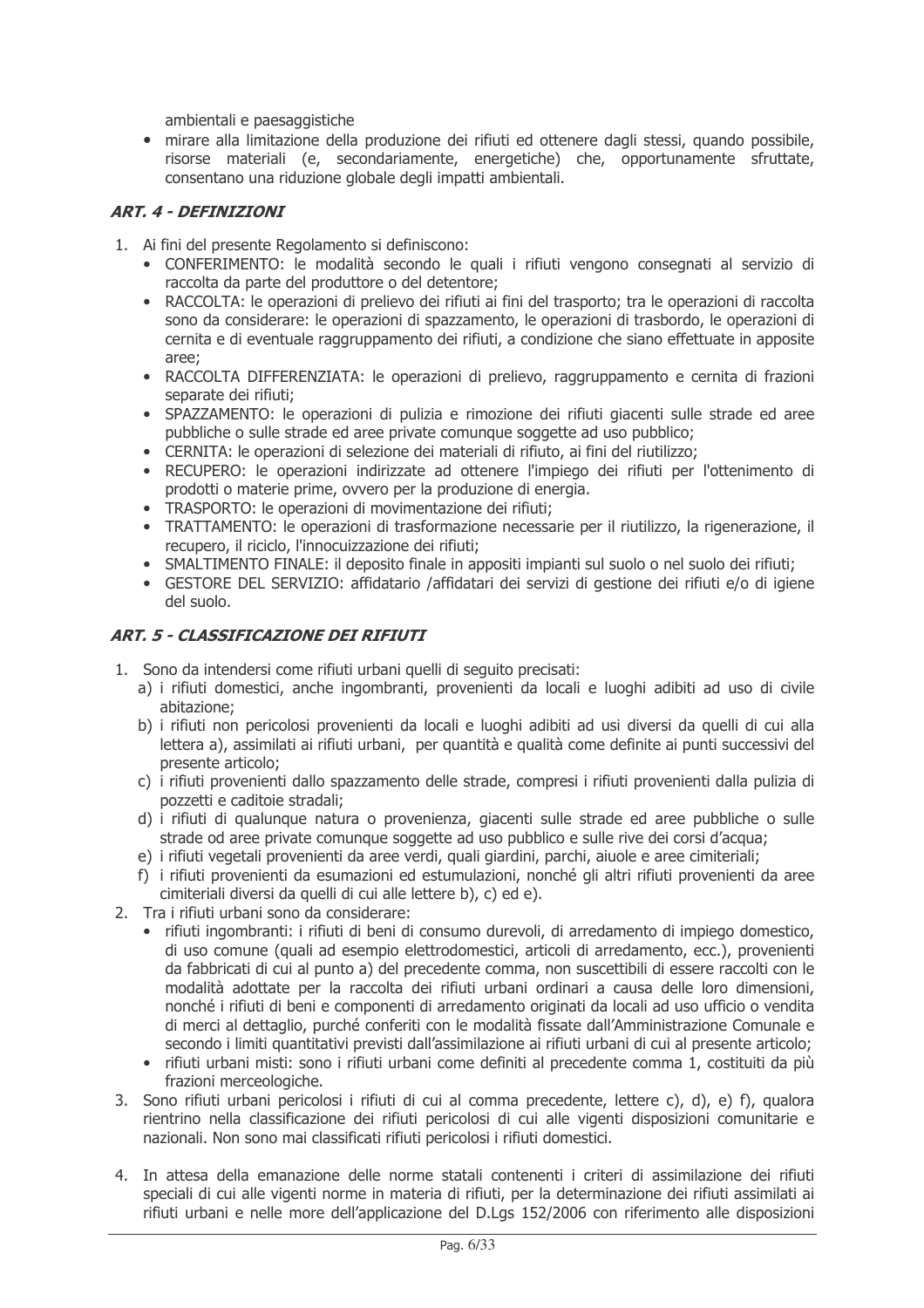ambientali e paesaggistiche

- mirare alla limitazione della produzione dei rifiuti ed ottenere dagli stessi, quando possibile, risorse materiali (e, secondariamente, energetiche) che, opportunamente sfruttate, consentano una riduzione globale degli impatti ambientali.

### *ART. 4 - DEFINIZIONI*

1. Ai fini del presente Regolamento si definiscono:
   - CONFERIMENTO: le modalità secondo le quali i rifiuti vengono consegnati al servizio di raccolta da parte del produttore o del detentore;
   - RACCOLTA: le operazioni di prelievo dei rifiuti ai fini del trasporto; tra le operazioni di raccolta sono da considerare: le operazioni di spazzamento, le operazioni di trasbordo, le operazioni di cernita e di eventuale raggruppamento dei rifiuti, a condizione che siano effettuate in apposite aree;
   - RACCOLTA DIFFERENZIATA: le operazioni di prelievo, raggruppamento e cernita di frazioni separate dei rifiuti;
   - SPAZZAMENTO: le operazioni di pulizia e rimozione dei rifiuti giacenti sulle strade ed aree pubbliche o sulle strade ed aree private comunque soggette ad uso pubblico;
   - CERNITA: le operazioni di selezione dei materiali di rifiuto, ai fini del riutilizzo;
   - RECUPERO: le operazioni indirizzate ad ottenere l'impiego dei rifiuti per l'ottenimento di prodotti o materie prime, ovvero per la produzione di energia.
   - TRASPORTO: le operazioni di movimentazione dei rifiuti;
   - TRATTAMENTO: le operazioni di trasformazione necessarie per il riutilizzo, la rigenerazione, il recupero, il riciclo, l'innocuizzazione dei rifiuti;
   - SMALTIMENTO FINALE: il deposito finale in appositi impianti sul suolo o nel suolo dei rifiuti;
   - GESTORE DEL SERVIZIO: affidatario /affidatari dei servizi di gestione dei rifiuti e/o di igiene del suolo.

### *ART. 5 - CLASSIFICAZIONE DEI RIFIUTI*

1. Sono da intendersi come rifiuti urbani quelli di seguito precisati:
   a) i rifiuti domestici, anche ingombranti, provenienti da locali e luoghi adibiti ad uso di civile abitazione;
   b) i rifiuti non pericolosi provenienti da locali e luoghi adibiti ad usi diversi da quelli di cui alla lettera a), assimilati ai rifiuti urbani, per quantità e qualità come definite ai punti successivi del presente articolo;
   c) i rifiuti provenienti dallo spazzamento delle strade, compresi i rifiuti provenienti dalla pulizia di pozzetti e caditoie stradali;
   d) i rifiuti di qualunque natura o provenienza, giacenti sulle strade ed aree pubbliche o sulle strade od aree private comunque soggette ad uso pubblico e sulle rive dei corsi d'acqua;
   e) i rifiuti vegetali provenienti da aree verdi, quali giardini, parchi, aiuole e aree cimiteriali;
   f) i rifiuti provenienti da esumazioni ed estumulazioni, nonché gli altri rifiuti provenienti da aree cimiteriali diversi da quelli di cui alle lettere b), c) ed e).
2. Tra i rifiuti urbani sono da considerare:
   - rifiuti ingombranti: i rifiuti di beni di consumo durevoli, di arredamento di impiego domestico, di uso comune (quali ad esempio elettrodomestici, articoli di arredamento, ecc.), provenienti da fabbricati di cui al punto a) del precedente comma, non suscettibili di essere raccolti con le modalità adottate per la raccolta dei rifiuti urbani ordinari a causa delle loro dimensioni, nonché i rifiuti di beni e componenti di arredamento originati da locali ad uso ufficio o vendita di merci al dettaglio, purché conferiti con le modalità fissate dall'Amministrazione Comunale e secondo i limiti quantitativi previsti dall'assimilazione ai rifiuti urbani di cui al presente articolo;
   - rifiuti urbani misti: sono i rifiuti urbani come definiti al precedente comma 1, costituiti da più frazioni merceologiche.
3. Sono rifiuti urbani pericolosi i rifiuti di cui al comma precedente, lettere c), d), e) f), qualora rientrino nella classificazione dei rifiuti pericolosi di cui alle vigenti disposizioni comunitarie e nazionali. Non sono mai classificati rifiuti pericolosi i rifiuti domestici.

4. In attesa della emanazione delle norme statali contenenti i criteri di assimilazione dei rifiuti speciali di cui alle vigenti norme in materia di rifiuti, per la determinazione dei rifiuti assimilati ai rifiuti urbani e nelle more dell'applicazione del D.Lgs 152/2006 con riferimento alle disposizioni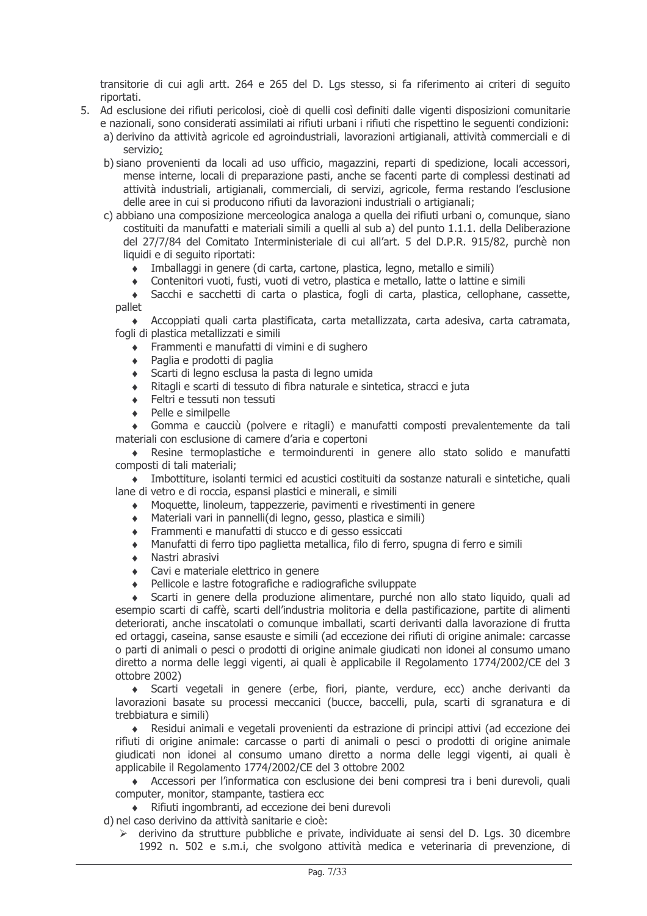transitorie di cui agli artt. 264 e 265 del D. Lgs stesso, si fa riferimento ai criteri di seguito riportati.

5. Ad esclusione dei rifiuti pericolosi, cioè di quelli così definiti dalle vigenti disposizioni comunitarie e nazionali, sono considerati assimilati ai rifiuti urbani i rifiuti che rispettino le seguenti condizioni:
   a) derivino da attività agricole ed agroindustriali, lavorazioni artigianali, attività commerciali e di servizio;
   b) siano provenienti da locali ad uso ufficio, magazzini, reparti di spedizione, locali accessori, mense interne, locali di preparazione pasti, anche se facenti parte di complessi destinati ad attività industriali, artigianali, commerciali, di servizi, agricole, ferma restando l'esclusione delle aree in cui si producono rifiuti da lavorazioni industriali o artigianali;
   c) abbiano una composizione merceologica analoga a quella dei rifiuti urbani o, comunque, siano costituiti da manufatti e materiali simili a quelli al sub a) del punto 1.1.1. della Deliberazione del 27/7/84 del Comitato Interministeriale di cui all'art. 5 del D.P.R. 915/82, purchè non liquidi e di seguito riportati:
      - Imballaggi in genere (di carta, cartone, plastica, legno, metallo e simili)
      - Contenitori vuoti, fusti, vuoti di vetro, plastica e metallo, latte o lattine e simili
      - Sacchi e sacchetti di carta o plastica, fogli di carta, plastica, cellophane, cassette, pallet
      - Accoppiati quali carta plastificata, carta metallizzata, carta adesiva, carta catramata, fogli di plastica metallizzati e simili
      - Frammenti e manufatti di vimini e di sughero
      - Paglia e prodotti di paglia
      - Scarti di legno esclusa la pasta di legno umida
      - Ritagli e scarti di tessuto di fibra naturale e sintetica, stracci e juta
      - Feltri e tessuti non tessuti
      - Pelle e similpelle
      - Gomma e caucciù (polvere e ritagli) e manufatti composti prevalentemente da tali materiali con esclusione di camere d'aria e copertoni
      - Resine termoplastiche e termoindurenti in genere allo stato solido e manufatti composti di tali materiali;
      - Imbottiture, isolanti termici ed acustici costituiti da sostanze naturali e sintetiche, quali lane di vetro e di roccia, espansi plastici e minerali, e simili
      - Moquette, linoleum, tappezzerie, pavimenti e rivestimenti in genere
      - Materiali vari in pannelli(di legno, gesso, plastica e simili)
      - Frammenti e manufatti di stucco e di gesso essiccati
      - Manufatti di ferro tipo paglietta metallica, filo di ferro, spugna di ferro e simili
      - Nastri abrasivi
      - Cavi e materiale elettrico in genere
      - Pellicole e lastre fotografiche e radiografiche sviluppate
      - Scarti in genere della produzione alimentare, purché non allo stato liquido, quali ad esempio scarti di caffè, scarti dell'industria molitoria e della pastificazione, partite di alimenti deteriorati, anche inscatolati o comunque imballati, scarti derivanti dalla lavorazione di frutta ed ortaggi, caseina, sanse esauste e simili (ad eccezione dei rifiuti di origine animale: carcasse o parti di animali o pesci o prodotti di origine animale giudicati non idonei al consumo umano diretto a norma delle leggi vigenti, ai quali è applicabile il Regolamento 1774/2002/CE del 3 ottobre 2002)
      - Scarti vegetali in genere (erbe, fiori, piante, verdure, ecc) anche derivanti da lavorazioni basate su processi meccanici (bucce, baccelli, pula, scarti di sgranatura e di trebbiatura e simili)
      - Residui animali e vegetali provenienti da estrazione di principi attivi (ad eccezione dei rifiuti di origine animale: carcasse o parti di animali o pesci o prodotti di origine animale giudicati non idonei al consumo umano diretto a norma delle leggi vigenti, ai quali è applicabile il Regolamento 1774/2002/CE del 3 ottobre 2002
      - Accessori per l'informatica con esclusione dei beni compresi tra i beni durevoli, quali computer, monitor, stampante, tastiera ecc
      - Rifiuti ingombranti, ad eccezione dei beni durevoli
   d) nel caso derivino da attività sanitarie e cioè:
      - derivino da strutture pubbliche e private, individuate ai sensi del D. Lgs. 30 dicembre 1992 n. 502 e s.m.i, che svolgono attività medica e veterinaria di prevenzione, di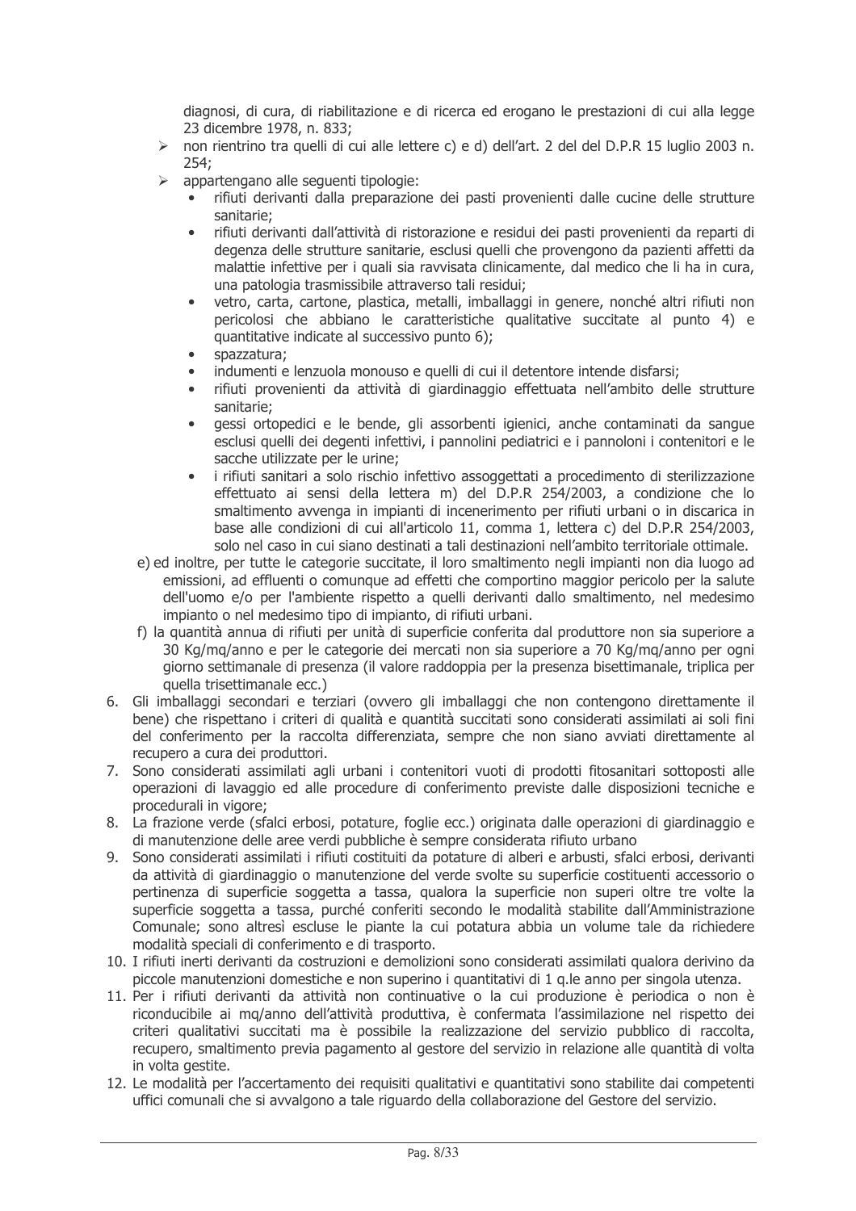diagnosi, di cura, di riabilitazione e di ricerca ed erogano le prestazioni di cui alla legge 23 dicembre 1978, n. 833;

- non rientrino tra quelli di cui alle lettere c) e d) dell'art. 2 del del D.P.R 15 luglio 2003 n. 254;
- appartengano alle seguenti tipologie:
  - rifiuti derivanti dalla preparazione dei pasti provenienti dalle cucine delle strutture sanitarie;
  - rifiuti derivanti dall'attività di ristorazione e residui dei pasti provenienti da reparti di degenza delle strutture sanitarie, esclusi quelli che provengono da pazienti affetti da malattie infettive per i quali sia ravvisata clinicamente, dal medico che li ha in cura, una patologia trasmissibile attraverso tali residui;
  - vetro, carta, cartone, plastica, metalli, imballaggi in genere, nonché altri rifiuti non pericolosi che abbiano le caratteristiche qualitative succitate al punto 4) e quantitative indicate al successivo punto 6);
  - spazzatura;
  - indumenti e lenzuola monouso e quelli di cui il detentore intende disfarsi;
  - rifiuti provenienti da attività di giardinaggio effettuata nell'ambito delle strutture sanitarie;
  - gessi ortopedici e le bende, gli assorbenti igienici, anche contaminati da sangue esclusi quelli dei degenti infettivi, i pannolini pediatrici e i pannoloni i contenitori e le sacche utilizzate per le urine;
  - i rifiuti sanitari a solo rischio infettivo assoggettati a procedimento di sterilizzazione effettuato ai sensi della lettera m) del D.P.R 254/2003, a condizione che lo smaltimento avvenga in impianti di incenerimento per rifiuti urbani o in discarica in base alle condizioni di cui all'articolo 11, comma 1, lettera c) del D.P.R 254/2003, solo nel caso in cui siano destinati a tali destinazioni nell'ambito territoriale ottimale.

e) ed inoltre, per tutte le categorie succitate, il loro smaltimento negli impianti non dia luogo ad emissioni, ad effluenti o comunque ad effetti che comportino maggior pericolo per la salute dell'uomo e/o per l'ambiente rispetto a quelli derivanti dallo smaltimento, nel medesimo impianto o nel medesimo tipo di impianto, di rifiuti urbani.

f) la quantità annua di rifiuti per unità di superficie conferita dal produttore non sia superiore a 30 Kg/mq/anno e per le categorie dei mercati non sia superiore a 70 Kg/mq/anno per ogni giorno settimanale di presenza (il valore raddoppia per la presenza bisettimanale, triplica per quella trisettimanale ecc.)

6. Gli imballaggi secondari e terziari (ovvero gli imballaggi che non contengono direttamente il bene) che rispettano i criteri di qualità e quantità succitati sono considerati assimilati ai soli fini del conferimento per la raccolta differenziata, sempre che non siano avviati direttamente al recupero a cura dei produttori.
7. Sono considerati assimilati agli urbani i contenitori vuoti di prodotti fitosanitari sottoposti alle operazioni di lavaggio ed alle procedure di conferimento previste dalle disposizioni tecniche e procedurali in vigore;
8. La frazione verde (sfalci erbosi, potature, foglie ecc.) originata dalle operazioni di giardinaggio e di manutenzione delle aree verdi pubbliche è sempre considerata rifiuto urbano
9. Sono considerati assimilati i rifiuti costituiti da potature di alberi e arbusti, sfalci erbosi, derivanti da attività di giardinaggio o manutenzione del verde svolte su superficie costituenti accessorio o pertinenza di superficie soggetta a tassa, qualora la superficie non superi oltre tre volte la superficie soggetta a tassa, purché conferiti secondo le modalità stabilite dall'Amministrazione Comunale; sono altresì escluse le piante la cui potatura abbia un volume tale da richiedere modalità speciali di conferimento e di trasporto.
10. I rifiuti inerti derivanti da costruzioni e demolizioni sono considerati assimilati qualora derivino da piccole manutenzioni domestiche e non superino i quantitativi di 1 q.le anno per singola utenza.
11. Per i rifiuti derivanti da attività non continuative o la cui produzione è periodica o non è riconducibile ai mq/anno dell'attività produttiva, è confermata l'assimilazione nel rispetto dei criteri qualitativi succitati ma è possibile la realizzazione del servizio pubblico di raccolta, recupero, smaltimento previa pagamento al gestore del servizio in relazione alle quantità di volta in volta gestite.
12. Le modalità per l'accertamento dei requisiti qualitativi e quantitativi sono stabilite dai competenti uffici comunali che si avvalgono a tale riguardo della collaborazione del Gestore del servizio.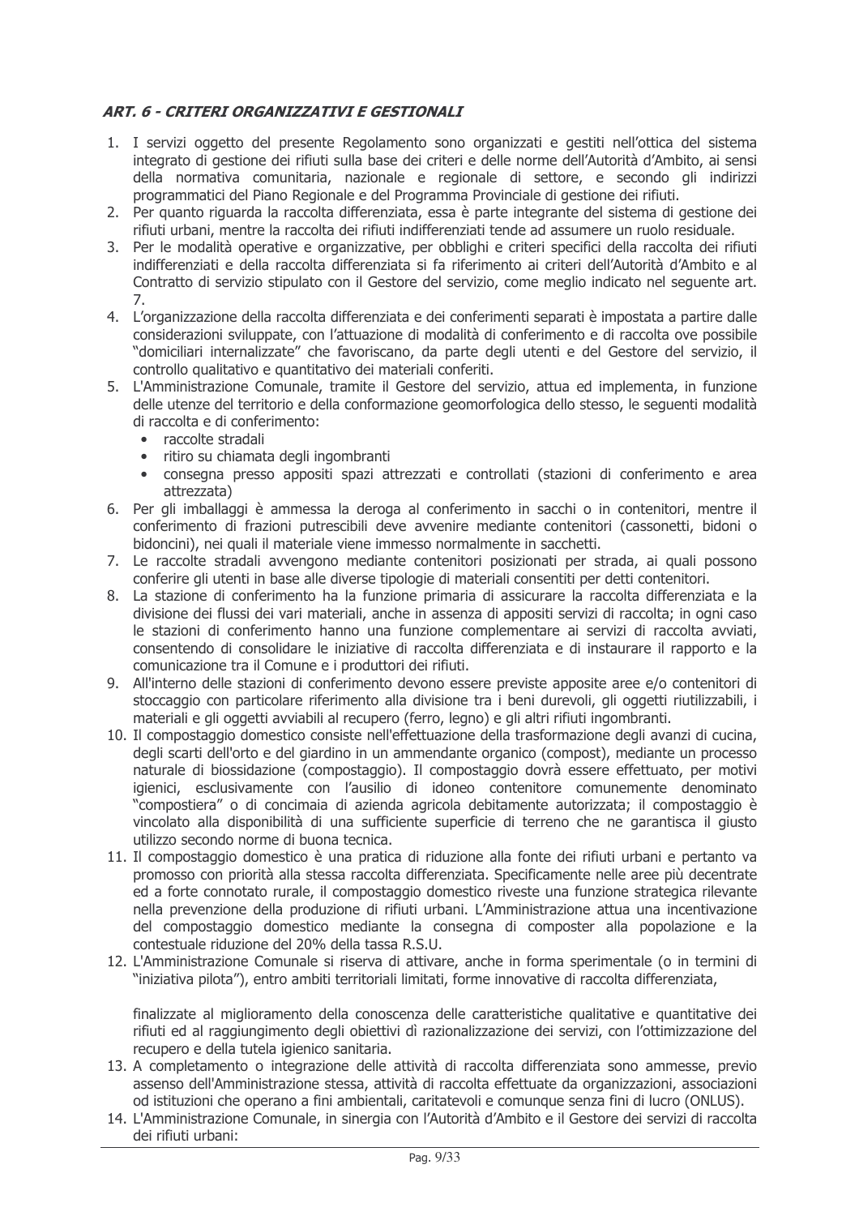### *ART. 6 - CRITERI ORGANIZZATIVI E GESTIONALI*

1. I servizi oggetto del presente Regolamento sono organizzati e gestiti nell'ottica del sistema integrato di gestione dei rifiuti sulla base dei criteri e delle norme dell'Autorità d'Ambito, ai sensi della normativa comunitaria, nazionale e regionale di settore, e secondo gli indirizzi programmatici del Piano Regionale e del Programma Provinciale di gestione dei rifiuti.
2. Per quanto riguarda la raccolta differenziata, essa è parte integrante del sistema di gestione dei rifiuti urbani, mentre la raccolta dei rifiuti indifferenziati tende ad assumere un ruolo residuale.
3. Per le modalità operative e organizzative, per obblighi e criteri specifici della raccolta dei rifiuti indifferenziati e della raccolta differenziata si fa riferimento ai criteri dell'Autorità d'Ambito e al Contratto di servizio stipulato con il Gestore del servizio, come meglio indicato nel seguente art. 7.
4. L'organizzazione della raccolta differenziata e dei conferimenti separati è impostata a partire dalle considerazioni sviluppate, con l'attuazione di modalità di conferimento e di raccolta ove possibile "domiciliari internalizzate" che favoriscano, da parte degli utenti e del Gestore del servizio, il controllo qualitativo e quantitativo dei materiali conferiti.
5. L'Amministrazione Comunale, tramite il Gestore del servizio, attua ed implementa, in funzione delle utenze del territorio e della conformazione geomorfologica dello stesso, le seguenti modalità di raccolta e di conferimento:
   - raccolte stradali
   - ritiro su chiamata degli ingombranti
   - consegna presso appositi spazi attrezzati e controllati (stazioni di conferimento e area attrezzata)
6. Per gli imballaggi è ammessa la deroga al conferimento in sacchi o in contenitori, mentre il conferimento di frazioni putrescibili deve avvenire mediante contenitori (cassonetti, bidoni o bidoncini), nei quali il materiale viene immesso normalmente in sacchetti.
7. Le raccolte stradali avvengono mediante contenitori posizionati per strada, ai quali possono conferire gli utenti in base alle diverse tipologie di materiali consentiti per detti contenitori.
8. La stazione di conferimento ha la funzione primaria di assicurare la raccolta differenziata e la divisione dei flussi dei vari materiali, anche in assenza di appositi servizi di raccolta; in ogni caso le stazioni di conferimento hanno una funzione complementare ai servizi di raccolta avviati, consentendo di consolidare le iniziative di raccolta differenziata e di instaurare il rapporto e la comunicazione tra il Comune e i produttori dei rifiuti.
9. All'interno delle stazioni di conferimento devono essere previste apposite aree e/o contenitori di stoccaggio con particolare riferimento alla divisione tra i beni durevoli, gli oggetti riutilizzabili, i materiali e gli oggetti avviabili al recupero (ferro, legno) e gli altri rifiuti ingombranti.
10. Il compostaggio domestico consiste nell'effettuazione della trasformazione degli avanzi di cucina, degli scarti dell'orto e del giardino in un ammendante organico (compost), mediante un processo naturale di biossidazione (compostaggio). Il compostaggio dovrà essere effettuato, per motivi igienici, esclusivamente con l'ausilio di idoneo contenitore comunemente denominato "compostiera" o di concimaia di azienda agricola debitamente autorizzata; il compostaggio è vincolato alla disponibilità di una sufficiente superficie di terreno che ne garantisca il giusto utilizzo secondo norme di buona tecnica.
11. Il compostaggio domestico è una pratica di riduzione alla fonte dei rifiuti urbani e pertanto va promosso con priorità alla stessa raccolta differenziata. Specificamente nelle aree più decentrate ed a forte connotato rurale, il compostaggio domestico riveste una funzione strategica rilevante nella prevenzione della produzione di rifiuti urbani. L'Amministrazione attua una incentivazione del compostaggio domestico mediante la consegna di composter alla popolazione e la contestuale riduzione del 20% della tassa R.S.U.
12. L'Amministrazione Comunale si riserva di attivare, anche in forma sperimentale (o in termini di "iniziativa pilota"), entro ambiti territoriali limitati, forme innovative di raccolta differenziata,

    finalizzate al miglioramento della conoscenza delle caratteristiche qualitative e quantitative dei rifiuti ed al raggiungimento degli obiettivi dì razionalizzazione dei servizi, con l'ottimizzazione del recupero e della tutela igienico sanitaria.
13. A completamento o integrazione delle attività di raccolta differenziata sono ammesse, previo assenso dell'Amministrazione stessa, attività di raccolta effettuate da organizzazioni, associazioni od istituzioni che operano a fini ambientali, caritatevoli e comunque senza fini di lucro (ONLUS).
14. L'Amministrazione Comunale, in sinergia con l'Autorità d'Ambito e il Gestore dei servizi di raccolta dei rifiuti urbani: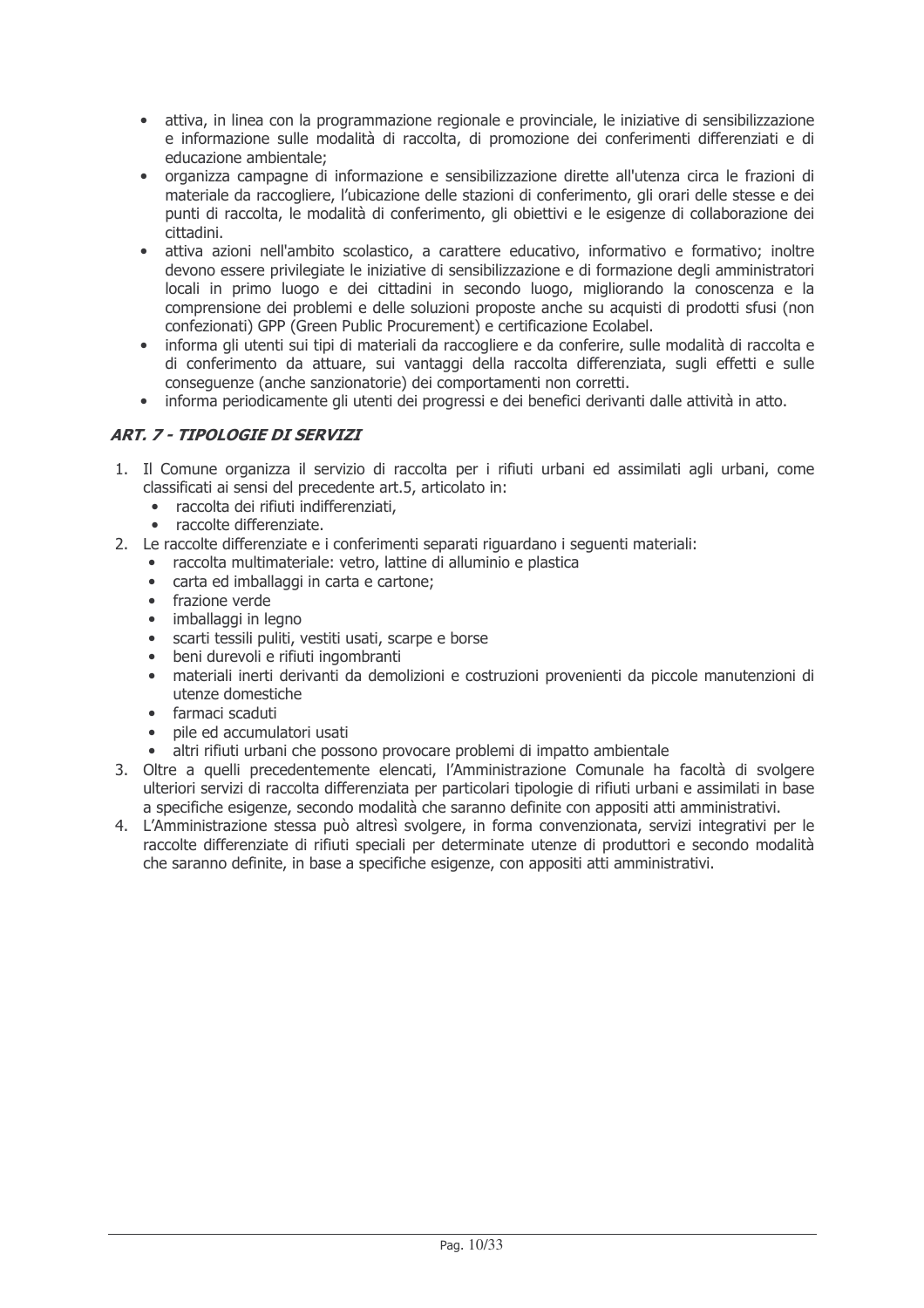- attiva, in linea con la programmazione regionale e provinciale, le iniziative di sensibilizzazione e informazione sulle modalità di raccolta, di promozione dei conferimenti differenziati e di educazione ambientale;
- organizza campagne di informazione e sensibilizzazione dirette all'utenza circa le frazioni di materiale da raccogliere, l'ubicazione delle stazioni di conferimento, gli orari delle stesse e dei punti di raccolta, le modalità di conferimento, gli obiettivi e le esigenze di collaborazione dei cittadini.
- attiva azioni nell'ambito scolastico, a carattere educativo, informativo e formativo; inoltre devono essere privilegiate le iniziative di sensibilizzazione e di formazione degli amministratori locali in primo luogo e dei cittadini in secondo luogo, migliorando la conoscenza e la comprensione dei problemi e delle soluzioni proposte anche su acquisti di prodotti sfusi (non confezionati) GPP (Green Public Procurement) e certificazione Ecolabel.
- informa gli utenti sui tipi di materiali da raccogliere e da conferire, sulle modalità di raccolta e di conferimento da attuare, sui vantaggi della raccolta differenziata, sugli effetti e sulle conseguenze (anche sanzionatorie) dei comportamenti non corretti.
- informa periodicamente gli utenti dei progressi e dei benefici derivanti dalle attività in atto.

## *ART. 7 - TIPOLOGIE DI SERVIZI*

1. Il Comune organizza il servizio di raccolta per i rifiuti urbani ed assimilati agli urbani, come classificati ai sensi del precedente art.5, articolato in:
   - raccolta dei rifiuti indifferenziati,
   - raccolte differenziate.
2. Le raccolte differenziate e i conferimenti separati riguardano i seguenti materiali:
   - raccolta multimateriale: vetro, lattine di alluminio e plastica
   - carta ed imballaggi in carta e cartone;
   - frazione verde
   - imballaggi in legno
   - scarti tessili puliti, vestiti usati, scarpe e borse
   - beni durevoli e rifiuti ingombranti
   - materiali inerti derivanti da demolizioni e costruzioni provenienti da piccole manutenzioni di utenze domestiche
   - farmaci scaduti
   - pile ed accumulatori usati
   - altri rifiuti urbani che possono provocare problemi di impatto ambientale
3. Oltre a quelli precedentemente elencati, l'Amministrazione Comunale ha facoltà di svolgere ulteriori servizi di raccolta differenziata per particolari tipologie di rifiuti urbani e assimilati in base a specifiche esigenze, secondo modalità che saranno definite con appositi atti amministrativi.
4. L'Amministrazione stessa può altresì svolgere, in forma convenzionata, servizi integrativi per le raccolte differenziate di rifiuti speciali per determinate utenze di produttori e secondo modalità che saranno definite, in base a specifiche esigenze, con appositi atti amministrativi.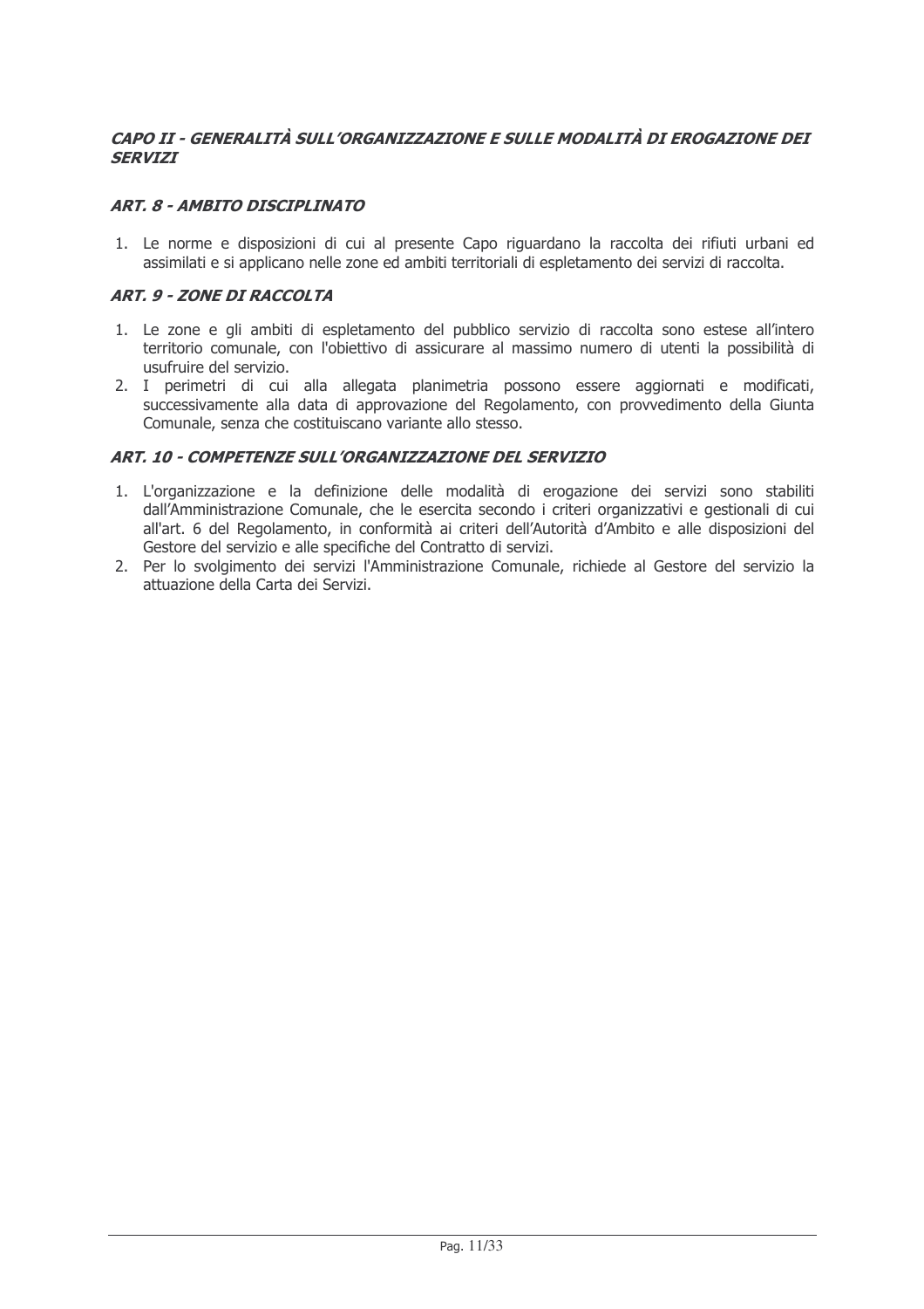## *CAPO II - GENERALITÀ SULL'ORGANIZZAZIONE E SULLE MODALITÀ DI EROGAZIONE DEI SERVIZI*

### *ART. 8 - AMBITO DISCIPLINATO*

1. Le norme e disposizioni di cui al presente Capo riguardano la raccolta dei rifiuti urbani ed assimilati e si applicano nelle zone ed ambiti territoriali di espletamento dei servizi di raccolta.

### *ART. 9 - ZONE DI RACCOLTA*

1. Le zone e gli ambiti di espletamento del pubblico servizio di raccolta sono estese all'intero territorio comunale, con l'obiettivo di assicurare al massimo numero di utenti la possibilità di usufruire del servizio.
2. I perimetri di cui alla allegata planimetria possono essere aggiornati e modificati, successivamente alla data di approvazione del Regolamento, con provvedimento della Giunta Comunale, senza che costituiscano variante allo stesso.

### *ART. 10 - COMPETENZE SULL'ORGANIZZAZIONE DEL SERVIZIO*

1. L'organizzazione e la definizione delle modalità di erogazione dei servizi sono stabiliti dall'Amministrazione Comunale, che le esercita secondo i criteri organizzativi e gestionali di cui all'art. 6 del Regolamento, in conformità ai criteri dell'Autorità d'Ambito e alle disposizioni del Gestore del servizio e alle specifiche del Contratto di servizi.
2. Per lo svolgimento dei servizi l'Amministrazione Comunale, richiede al Gestore del servizio la attuazione della Carta dei Servizi.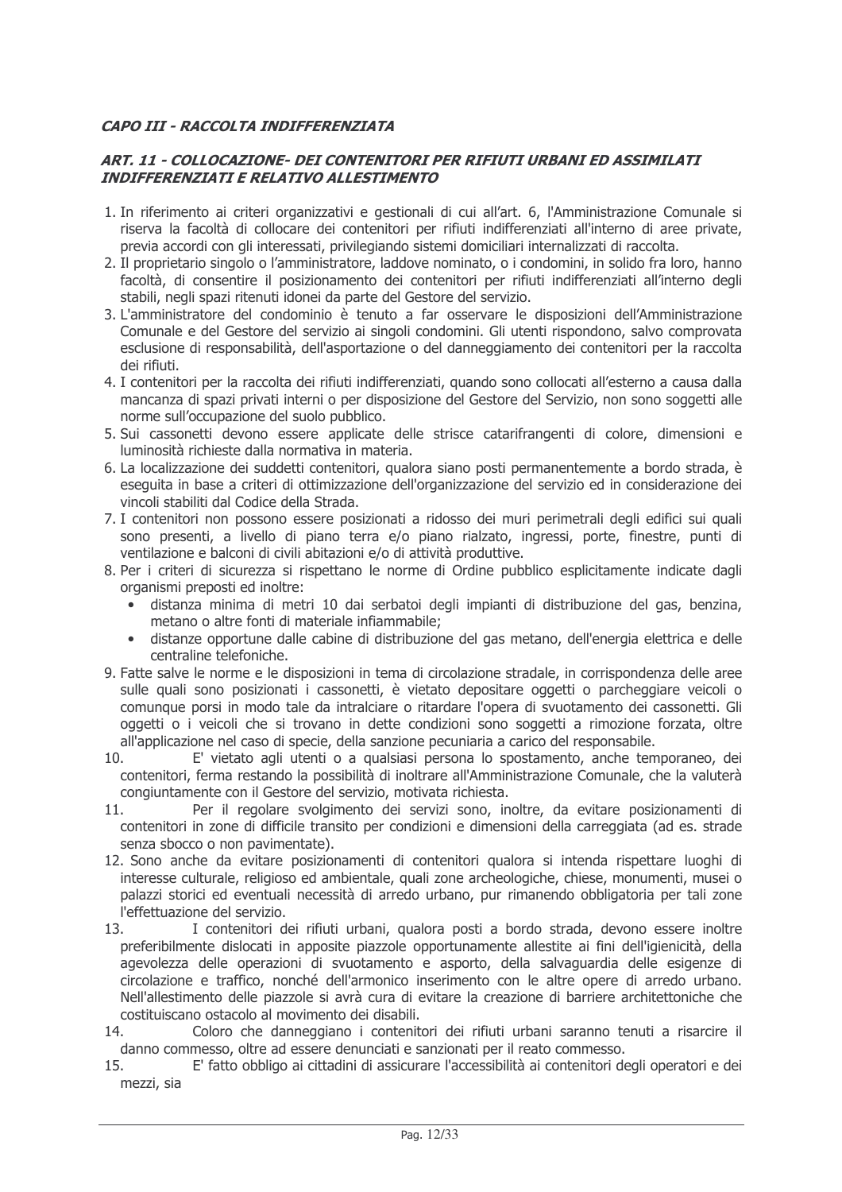## *CAPO III - RACCOLTA INDIFFERENZIATA*

### *ART. 11 - COLLOCAZIONE- DEI CONTENITORI PER RIFIUTI URBANI ED ASSIMILATI INDIFFERENZIATI E RELATIVO ALLESTIMENTO*

1. In riferimento ai criteri organizzativi e gestionali di cui all'art. 6, l'Amministrazione Comunale si riserva la facoltà di collocare dei contenitori per rifiuti indifferenziati all'interno di aree private, previa accordi con gli interessati, privilegiando sistemi domiciliari internalizzati di raccolta.
2. Il proprietario singolo o l'amministratore, laddove nominato, o i condomini, in solido fra loro, hanno facoltà, di consentire il posizionamento dei contenitori per rifiuti indifferenziati all'interno degli stabili, negli spazi ritenuti idonei da parte del Gestore del servizio.
3. L'amministratore del condominio è tenuto a far osservare le disposizioni dell'Amministrazione Comunale e del Gestore del servizio ai singoli condomini. Gli utenti rispondono, salvo comprovata esclusione di responsabilità, dell'asportazione o del danneggiamento dei contenitori per la raccolta dei rifiuti.
4. I contenitori per la raccolta dei rifiuti indifferenziati, quando sono collocati all'esterno a causa dalla mancanza di spazi privati interni o per disposizione del Gestore del Servizio, non sono soggetti alle norme sull'occupazione del suolo pubblico.
5. Sui cassonetti devono essere applicate delle strisce catarifrangenti di colore, dimensioni e luminosità richieste dalla normativa in materia.
6. La localizzazione dei suddetti contenitori, qualora siano posti permanentemente a bordo strada, è eseguita in base a criteri di ottimizzazione dell'organizzazione del servizio ed in considerazione dei vincoli stabiliti dal Codice della Strada.
7. I contenitori non possono essere posizionati a ridosso dei muri perimetrali degli edifici sui quali sono presenti, a livello di piano terra e/o piano rialzato, ingressi, porte, finestre, punti di ventilazione e balconi di civili abitazioni e/o di attività produttive.
8. Per i criteri di sicurezza si rispettano le norme di Ordine pubblico esplicitamente indicate dagli organismi preposti ed inoltre:
   - distanza minima di metri 10 dai serbatoi degli impianti di distribuzione del gas, benzina, metano o altre fonti di materiale infiammabile;
   - distanze opportune dalle cabine di distribuzione del gas metano, dell'energia elettrica e delle centraline telefoniche.
9. Fatte salve le norme e le disposizioni in tema di circolazione stradale, in corrispondenza delle aree sulle quali sono posizionati i cassonetti, è vietato depositare oggetti o parcheggiare veicoli o comunque porsi in modo tale da intralciare o ritardare l'opera di svuotamento dei cassonetti. Gli oggetti o i veicoli che si trovano in dette condizioni sono soggetti a rimozione forzata, oltre all'applicazione nel caso di specie, della sanzione pecuniaria a carico del responsabile.
10. E' vietato agli utenti o a qualsiasi persona lo spostamento, anche temporaneo, dei contenitori, ferma restando la possibilità di inoltrare all'Amministrazione Comunale, che la valuterà congiuntamente con il Gestore del servizio, motivata richiesta.
11. Per il regolare svolgimento dei servizi sono, inoltre, da evitare posizionamenti di contenitori in zone di difficile transito per condizioni e dimensioni della carreggiata (ad es. strade senza sbocco o non pavimentate).
12. Sono anche da evitare posizionamenti di contenitori qualora si intenda rispettare luoghi di interesse culturale, religioso ed ambientale, quali zone archeologiche, chiese, monumenti, musei o palazzi storici ed eventuali necessità di arredo urbano, pur rimanendo obbligatoria per tali zone l'effettuazione del servizio.
13. I contenitori dei rifiuti urbani, qualora posti a bordo strada, devono essere inoltre preferibilmente dislocati in apposite piazzole opportunamente allestite ai fini dell'igienicità, della agevolezza delle operazioni di svuotamento e asporto, della salvaguardia delle esigenze di circolazione e traffico, nonché dell'armonico inserimento con le altre opere di arredo urbano. Nell'allestimento delle piazzole si avrà cura di evitare la creazione di barriere architettoniche che costituiscano ostacolo al movimento dei disabili.
14. Coloro che danneggiano i contenitori dei rifiuti urbani saranno tenuti a risarcire il danno commesso, oltre ad essere denunciati e sanzionati per il reato commesso.
15. E' fatto obbligo ai cittadini di assicurare l'accessibilità ai contenitori degli operatori e dei mezzi, sia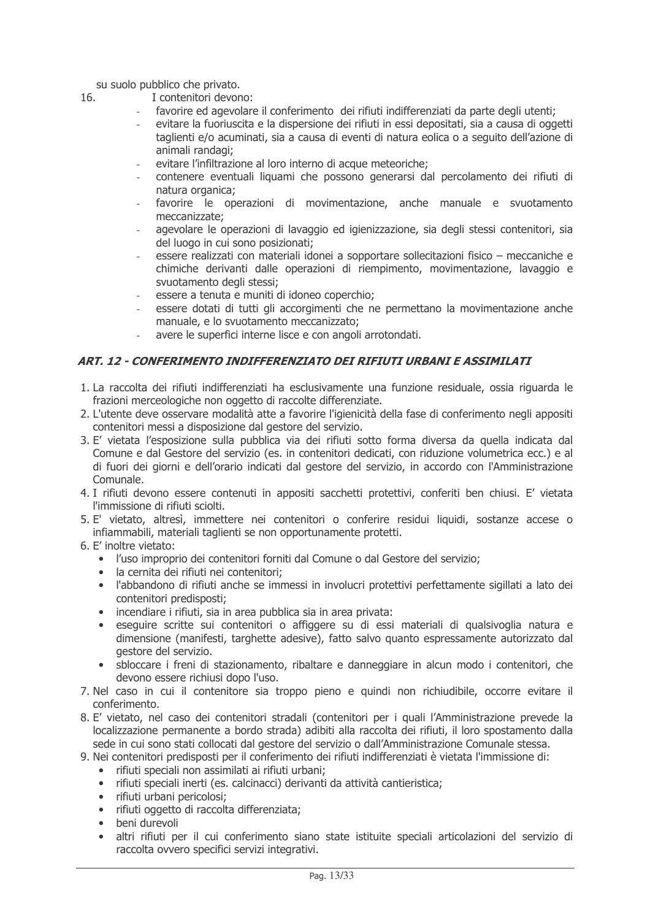su suolo pubblico che privato.

16. I contenitori devono:
    - favorire ed agevolare il conferimento dei rifiuti indifferenziati da parte degli utenti;
    - evitare la fuoriuscita e la dispersione dei rifiuti in essi depositati, sia a causa di oggetti taglienti e/o acuminati, sia a causa di eventi di natura eolica o a seguito dell'azione di animali randagi;
    - evitare l'infiltrazione al loro interno di acque meteoriche;
    - contenere eventuali liquami che possono generarsi dal percolamento dei rifiuti di natura organica;
    - favorire le operazioni di movimentazione, anche manuale e svuotamento meccanizzate;
    - agevolare le operazioni di lavaggio ed igienizzazione, sia degli stessi contenitori, sia del luogo in cui sono posizionati;
    - essere realizzati con materiali idonei a sopportare sollecitazioni fisico – meccaniche e chimiche derivanti dalle operazioni di riempimento, movimentazione, lavaggio e svuotamento degli stessi;
    - essere a tenuta e muniti di idoneo coperchio;
    - essere dotati di tutti gli accorgimenti che ne permettano la movimentazione anche manuale, e lo svuotamento meccanizzato;
    - avere le superfici interne lisce e con angoli arrotondati.

### *ART. 12 - CONFERIMENTO INDIFFERENZIATO DEI RIFIUTI URBANI E ASSIMILATI*

1. La raccolta dei rifiuti indifferenziati ha esclusivamente una funzione residuale, ossia riguarda le frazioni merceologiche non oggetto di raccolte differenziate.
2. L'utente deve osservare modalità atte a favorire l'igienicità della fase di conferimento negli appositi contenitori messi a disposizione dal gestore del servizio.
3. E' vietata l'esposizione sulla pubblica via dei rifiuti sotto forma diversa da quella indicata dal Comune e dal Gestore del servizio (es. in contenitori dedicati, con riduzione volumetrica ecc.) e al di fuori dei giorni e dell'orario indicati dal gestore del servizio, in accordo con l'Amministrazione Comunale.
4. I rifiuti devono essere contenuti in appositi sacchetti protettivi, conferiti ben chiusi. E' vietata l'immissione di rifiuti sciolti.
5. E' vietato, altresì, immettere nei contenitori o conferire residui liquidi, sostanze accese o infiammabili, materiali taglienti se non opportunamente protetti.
6. E' inoltre vietato:
    - l'uso improprio dei contenitori forniti dal Comune o dal Gestore del servizio;
    - la cernita dei rifiuti nei contenitori;
    - l'abbandono di rifiuti anche se immessi in involucri protettivi perfettamente sigillati a lato dei contenitori predisposti;
    - incendiare i rifiuti, sia in area pubblica sia in area privata:
    - eseguire scritte sui contenitori o affiggere su di essi materiali di qualsivoglia natura e dimensione (manifesti, targhette adesive), fatto salvo quanto espressamente autorizzato dal gestore del servizio.
    - sbloccare i freni di stazionamento, ribaltare e danneggiare in alcun modo i contenitori, che devono essere richiusi dopo l'uso.
7. Nel caso in cui il contenitore sia troppo pieno e quindi non richiudibile, occorre evitare il conferimento.
8. E' vietato, nel caso dei contenitori stradali (contenitori per i quali l'Amministrazione prevede la localizzazione permanente a bordo strada) adibiti alla raccolta dei rifiuti, il loro spostamento dalla sede in cui sono stati collocati dal gestore del servizio o dall'Amministrazione Comunale stessa.
9. Nei contenitori predisposti per il conferimento dei rifiuti indifferenziati è vietata l'immissione di:
    - rifiuti speciali non assimilati ai rifiuti urbani;
    - rifiuti speciali inerti (es. calcinacci) derivanti da attività cantieristica;
    - rifiuti urbani pericolosi;
    - rifiuti oggetto di raccolta differenziata;
    - beni durevoli
    - altri rifiuti per il cui conferimento siano state istituite speciali articolazioni del servizio di raccolta ovvero specifici servizi integrativi.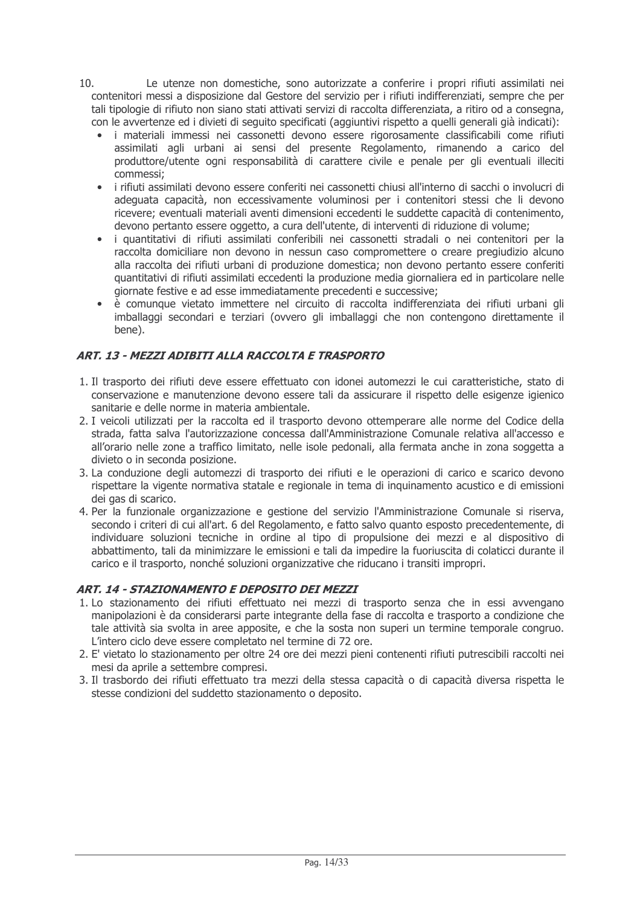10. Le utenze non domestiche, sono autorizzate a conferire i propri rifiuti assimilati nei contenitori messi a disposizione dal Gestore del servizio per i rifiuti indifferenziati, sempre che per tali tipologie di rifiuto non siano stati attivati servizi di raccolta differenziata, a ritiro od a consegna, con le avvertenze ed i divieti di seguito specificati (aggiuntivi rispetto a quelli generali già indicati):
    - i materiali immessi nei cassonetti devono essere rigorosamente classificabili come rifiuti assimilati agli urbani ai sensi del presente Regolamento, rimanendo a carico del produttore/utente ogni responsabilità di carattere civile e penale per gli eventuali illeciti commessi;
    - i rifiuti assimilati devono essere conferiti nei cassonetti chiusi all'interno di sacchi o involucri di adeguata capacità, non eccessivamente voluminosi per i contenitori stessi che li devono ricevere; eventuali materiali aventi dimensioni eccedenti le suddette capacità di contenimento, devono pertanto essere oggetto, a cura dell'utente, di interventi di riduzione di volume;
    - i quantitativi di rifiuti assimilati conferibili nei cassonetti stradali o nei contenitori per la raccolta domiciliare non devono in nessun caso compromettere o creare pregiudizio alcuno alla raccolta dei rifiuti urbani di produzione domestica; non devono pertanto essere conferiti quantitativi di rifiuti assimilati eccedenti la produzione media giornaliera ed in particolare nelle giornate festive e ad esse immediatamente precedenti e successive;
    - è comunque vietato immettere nel circuito di raccolta indifferenziata dei rifiuti urbani gli imballaggi secondari e terziari (ovvero gli imballaggi che non contengono direttamente il bene).

## *ART. 13 - MEZZI ADIBITI ALLA RACCOLTA E TRASPORTO*

1. Il trasporto dei rifiuti deve essere effettuato con idonei automezzi le cui caratteristiche, stato di conservazione e manutenzione devono essere tali da assicurare il rispetto delle esigenze igienico sanitarie e delle norme in materia ambientale.
2. I veicoli utilizzati per la raccolta ed il trasporto devono ottemperare alle norme del Codice della strada, fatta salva l'autorizzazione concessa dall'Amministrazione Comunale relativa all'accesso e all'orario nelle zone a traffico limitato, nelle isole pedonali, alla fermata anche in zona soggetta a divieto o in seconda posizione.
3. La conduzione degli automezzi di trasporto dei rifiuti e le operazioni di carico e scarico devono rispettare la vigente normativa statale e regionale in tema di inquinamento acustico e di emissioni dei gas di scarico.
4. Per la funzionale organizzazione e gestione del servizio l'Amministrazione Comunale si riserva, secondo i criteri di cui all'art. 6 del Regolamento, e fatto salvo quanto esposto precedentemente, di individuare soluzioni tecniche in ordine al tipo di propulsione dei mezzi e al dispositivo di abbattimento, tali da minimizzare le emissioni e tali da impedire la fuoriuscita di colaticci durante il carico e il trasporto, nonché soluzioni organizzative che riducano i transiti impropri.

## *ART. 14 - STAZIONAMENTO E DEPOSITO DEI MEZZI*

1. Lo stazionamento dei rifiuti effettuato nei mezzi di trasporto senza che in essi avvengano manipolazioni è da considerarsi parte integrante della fase di raccolta e trasporto a condizione che tale attività sia svolta in aree apposite, e che la sosta non superi un termine temporale congruo. L'intero ciclo deve essere completato nel termine di 72 ore.
2. E' vietato lo stazionamento per oltre 24 ore dei mezzi pieni contenenti rifiuti putrescibili raccolti nei mesi da aprile a settembre compresi.
3. Il trasbordo dei rifiuti effettuato tra mezzi della stessa capacità o di capacità diversa rispetta le stesse condizioni del suddetto stazionamento o deposito.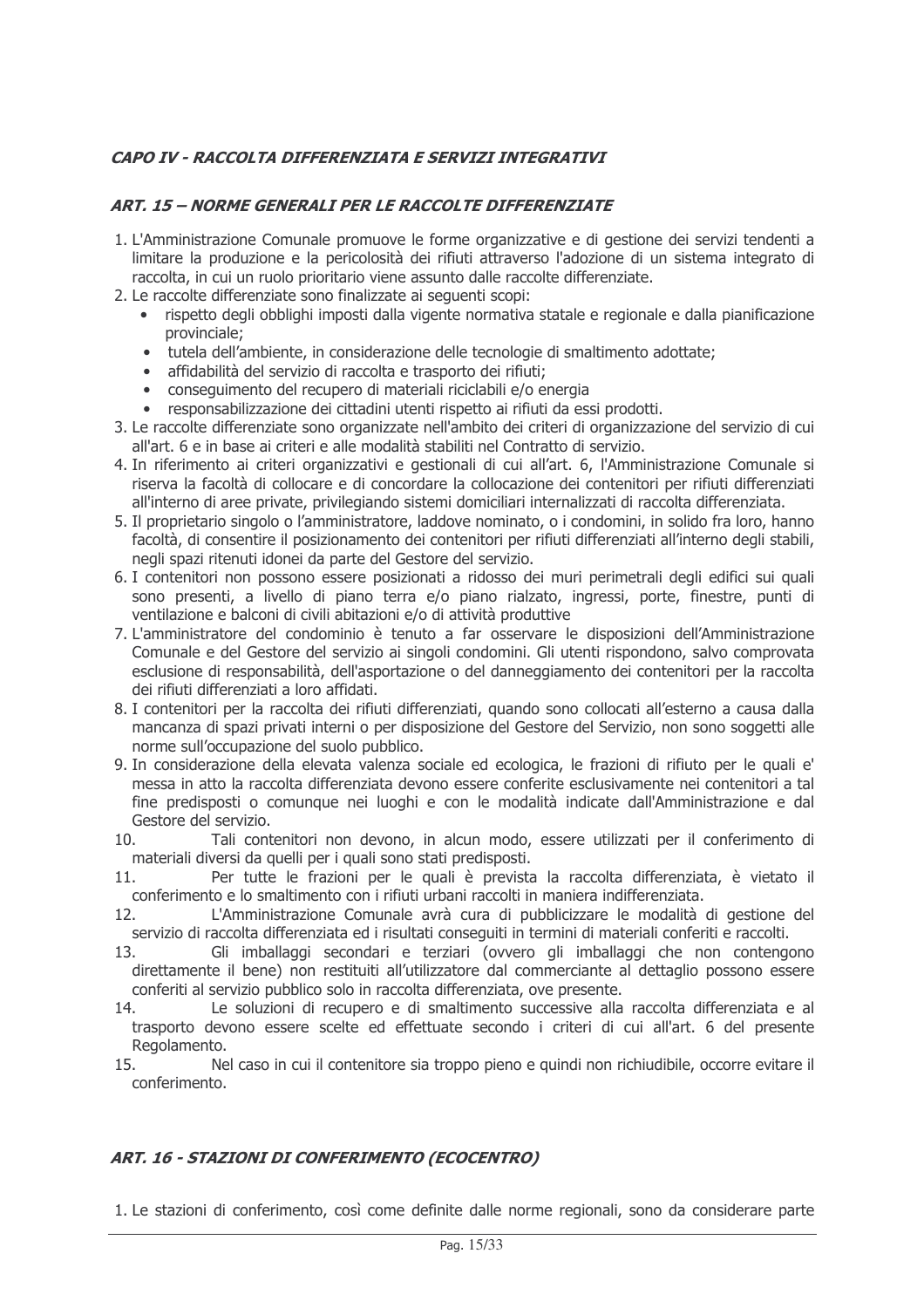## *CAPO IV - RACCOLTA DIFFERENZIATA E SERVIZI INTEGRATIVI*

### *ART. 15 – NORME GENERALI PER LE RACCOLTE DIFFERENZIATE*

1. L'Amministrazione Comunale promuove le forme organizzative e di gestione dei servizi tendenti a limitare la produzione e la pericolosità dei rifiuti attraverso l'adozione di un sistema integrato di raccolta, in cui un ruolo prioritario viene assunto dalle raccolte differenziate.
2. Le raccolte differenziate sono finalizzate ai seguenti scopi:
   - rispetto degli obblighi imposti dalla vigente normativa statale e regionale e dalla pianificazione provinciale;
   - tutela dell'ambiente, in considerazione delle tecnologie di smaltimento adottate;
   - affidabilità del servizio di raccolta e trasporto dei rifiuti;
   - conseguimento del recupero di materiali riciclabili e/o energia
   - responsabilizzazione dei cittadini utenti rispetto ai rifiuti da essi prodotti.
3. Le raccolte differenziate sono organizzate nell'ambito dei criteri di organizzazione del servizio di cui all'art. 6 e in base ai criteri e alle modalità stabiliti nel Contratto di servizio.
4. In riferimento ai criteri organizzativi e gestionali di cui all'art. 6, l'Amministrazione Comunale si riserva la facoltà di collocare e di concordare la collocazione dei contenitori per rifiuti differenziati all'interno di aree private, privilegiando sistemi domiciliari internalizzati di raccolta differenziata.
5. Il proprietario singolo o l'amministratore, laddove nominato, o i condomini, in solido fra loro, hanno facoltà, di consentire il posizionamento dei contenitori per rifiuti differenziati all'interno degli stabili, negli spazi ritenuti idonei da parte del Gestore del servizio.
6. I contenitori non possono essere posizionati a ridosso dei muri perimetrali degli edifici sui quali sono presenti, a livello di piano terra e/o piano rialzato, ingressi, porte, finestre, punti di ventilazione e balconi di civili abitazioni e/o di attività produttive
7. L'amministratore del condominio è tenuto a far osservare le disposizioni dell'Amministrazione Comunale e del Gestore del servizio ai singoli condomini. Gli utenti rispondono, salvo comprovata esclusione di responsabilità, dell'asportazione o del danneggiamento dei contenitori per la raccolta dei rifiuti differenziati a loro affidati.
8. I contenitori per la raccolta dei rifiuti differenziati, quando sono collocati all'esterno a causa dalla mancanza di spazi privati interni o per disposizione del Gestore del Servizio, non sono soggetti alle norme sull'occupazione del suolo pubblico.
9. In considerazione della elevata valenza sociale ed ecologica, le frazioni di rifiuto per le quali e' messa in atto la raccolta differenziata devono essere conferite esclusivamente nei contenitori a tal fine predisposti o comunque nei luoghi e con le modalità indicate dall'Amministrazione e dal Gestore del servizio.
10. Tali contenitori non devono, in alcun modo, essere utilizzati per il conferimento di materiali diversi da quelli per i quali sono stati predisposti.
11. Per tutte le frazioni per le quali è prevista la raccolta differenziata, è vietato il conferimento e lo smaltimento con i rifiuti urbani raccolti in maniera indifferenziata.
12. L'Amministrazione Comunale avrà cura di pubblicizzare le modalità di gestione del servizio di raccolta differenziata ed i risultati conseguiti in termini di materiali conferiti e raccolti.
13. Gli imballaggi secondari e terziari (ovvero gli imballaggi che non contengono direttamente il bene) non restituiti all'utilizzatore dal commerciante al dettaglio possono essere conferiti al servizio pubblico solo in raccolta differenziata, ove presente.
14. Le soluzioni di recupero e di smaltimento successive alla raccolta differenziata e al trasporto devono essere scelte ed effettuate secondo i criteri di cui all'art. 6 del presente Regolamento.
15. Nel caso in cui il contenitore sia troppo pieno e quindi non richiudibile, occorre evitare il conferimento.

### *ART. 16 - STAZIONI DI CONFERIMENTO (ECOCENTRO)*

1. Le stazioni di conferimento, così come definite dalle norme regionali, sono da considerare parte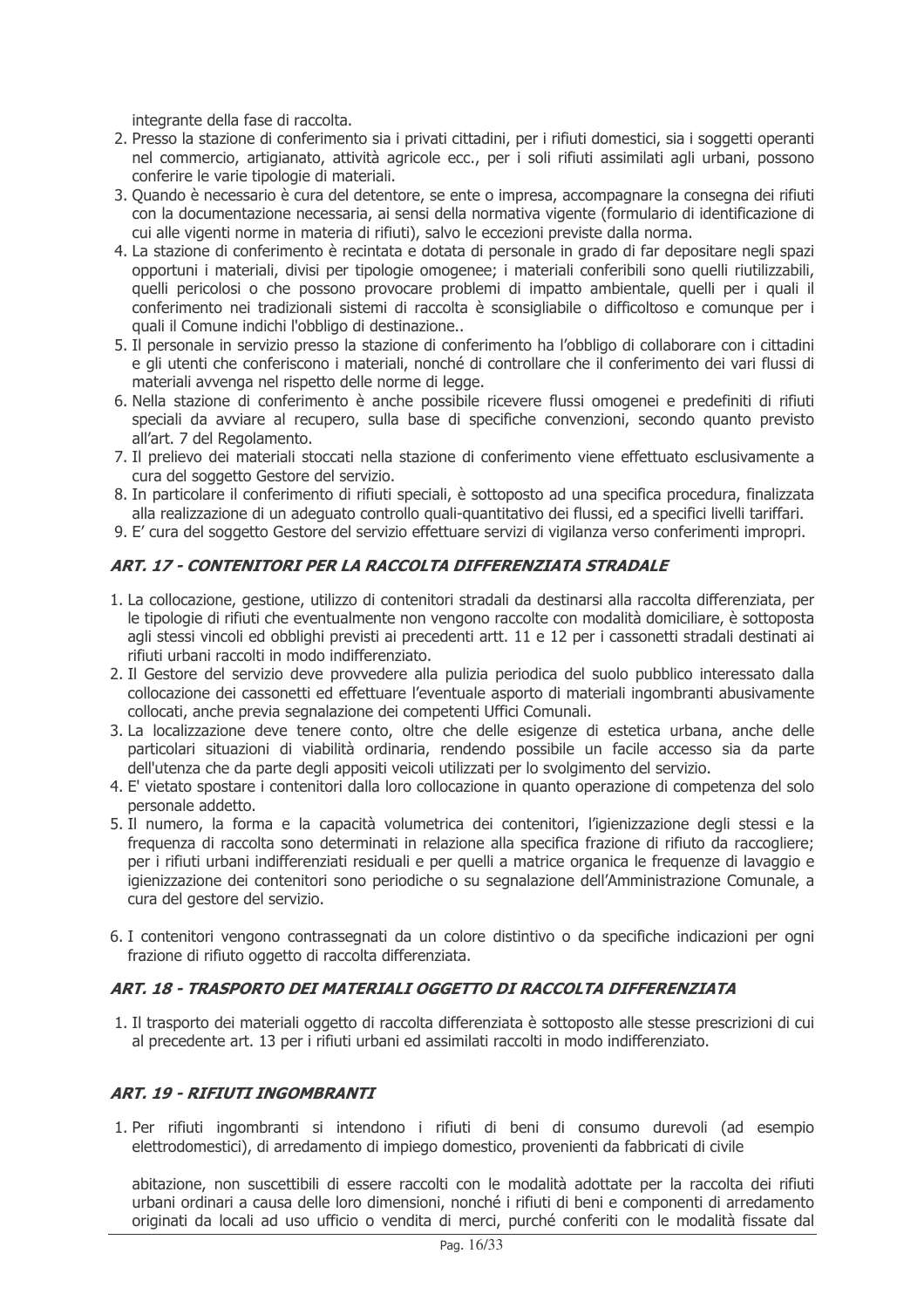integrante della fase di raccolta.

2. Presso la stazione di conferimento sia i privati cittadini, per i rifiuti domestici, sia i soggetti operanti nel commercio, artigianato, attività agricole ecc., per i soli rifiuti assimilati agli urbani, possono conferire le varie tipologie di materiali.
3. Quando è necessario è cura del detentore, se ente o impresa, accompagnare la consegna dei rifiuti con la documentazione necessaria, ai sensi della normativa vigente (formulario di identificazione di cui alle vigenti norme in materia di rifiuti), salvo le eccezioni previste dalla norma.
4. La stazione di conferimento è recintata e dotata di personale in grado di far depositare negli spazi opportuni i materiali, divisi per tipologie omogenee; i materiali conferibili sono quelli riutilizzabili, quelli pericolosi o che possono provocare problemi di impatto ambientale, quelli per i quali il conferimento nei tradizionali sistemi di raccolta è sconsigliabile o difficoltoso e comunque per i quali il Comune indichi l'obbligo di destinazione..
5. Il personale in servizio presso la stazione di conferimento ha l'obbligo di collaborare con i cittadini e gli utenti che conferiscono i materiali, nonché di controllare che il conferimento dei vari flussi di materiali avvenga nel rispetto delle norme di legge.
6. Nella stazione di conferimento è anche possibile ricevere flussi omogenei e predefiniti di rifiuti speciali da avviare al recupero, sulla base di specifiche convenzioni, secondo quanto previsto all'art. 7 del Regolamento.
7. Il prelievo dei materiali stoccati nella stazione di conferimento viene effettuato esclusivamente a cura del soggetto Gestore del servizio.
8. In particolare il conferimento di rifiuti speciali, è sottoposto ad una specifica procedura, finalizzata alla realizzazione di un adeguato controllo quali-quantitativo dei flussi, ed a specifici livelli tariffari.
9. E' cura del soggetto Gestore del servizio effettuare servizi di vigilanza verso conferimenti impropri.

### *ART. 17 - CONTENITORI PER LA RACCOLTA DIFFERENZIATA STRADALE*

1. La collocazione, gestione, utilizzo di contenitori stradali da destinarsi alla raccolta differenziata, per le tipologie di rifiuti che eventualmente non vengono raccolte con modalità domiciliare, è sottoposta agli stessi vincoli ed obblighi previsti ai precedenti artt. 11 e 12 per i cassonetti stradali destinati ai rifiuti urbani raccolti in modo indifferenziato.
2. Il Gestore del servizio deve provvedere alla pulizia periodica del suolo pubblico interessato dalla collocazione dei cassonetti ed effettuare l'eventuale asporto di materiali ingombranti abusivamente collocati, anche previa segnalazione dei competenti Uffici Comunali.
3. La localizzazione deve tenere conto, oltre che delle esigenze di estetica urbana, anche delle particolari situazioni di viabilità ordinaria, rendendo possibile un facile accesso sia da parte dell'utenza che da parte degli appositi veicoli utilizzati per lo svolgimento del servizio.
4. E' vietato spostare i contenitori dalla loro collocazione in quanto operazione di competenza del solo personale addetto.
5. Il numero, la forma e la capacità volumetrica dei contenitori, l'igienizzazione degli stessi e la frequenza di raccolta sono determinati in relazione alla specifica frazione di rifiuto da raccogliere; per i rifiuti urbani indifferenziati residuali e per quelli a matrice organica le frequenze di lavaggio e igienizzazione dei contenitori sono periodiche o su segnalazione dell'Amministrazione Comunale, a cura del gestore del servizio.
6. I contenitori vengono contrassegnati da un colore distintivo o da specifiche indicazioni per ogni frazione di rifiuto oggetto di raccolta differenziata.

### *ART. 18 - TRASPORTO DEI MATERIALI OGGETTO DI RACCOLTA DIFFERENZIATA*

1. Il trasporto dei materiali oggetto di raccolta differenziata è sottoposto alle stesse prescrizioni di cui al precedente art. 13 per i rifiuti urbani ed assimilati raccolti in modo indifferenziato.

### *ART. 19 - RIFIUTI INGOMBRANTI*

1. Per rifiuti ingombranti si intendono i rifiuti di beni di consumo durevoli (ad esempio elettrodomestici), di arredamento di impiego domestico, provenienti da fabbricati di civile

   abitazione, non suscettibili di essere raccolti con le modalità adottate per la raccolta dei rifiuti urbani ordinari a causa delle loro dimensioni, nonché i rifiuti di beni e componenti di arredamento originati da locali ad uso ufficio o vendita di merci, purché conferiti con le modalità fissate dal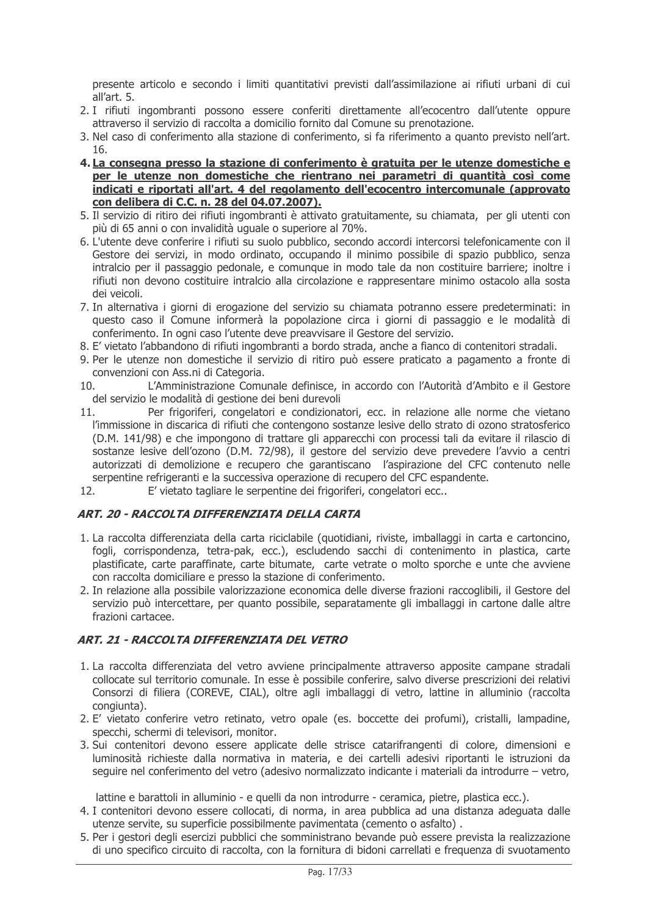presente articolo e secondo i limiti quantitativi previsti dall'assimilazione ai rifiuti urbani di cui all'art. 5.

2. I rifiuti ingombranti possono essere conferiti direttamente all'ecocentro dall'utente oppure attraverso il servizio di raccolta a domicilio fornito dal Comune su prenotazione.
3. Nel caso di conferimento alla stazione di conferimento, si fa riferimento a quanto previsto nell'art. 16.
4. **La consegna presso la stazione di conferimento è gratuita per le utenze domestiche e per le utenze non domestiche che rientrano nei parametri di quantità così come indicati e riportati all'art. 4 del regolamento dell'ecocentro intercomunale (approvato con delibera di C.C. n. 28 del 04.07.2007).**
5. Il servizio di ritiro dei rifiuti ingombranti è attivato gratuitamente, su chiamata, per gli utenti con più di 65 anni o con invalidità uguale o superiore al 70%.
6. L'utente deve conferire i rifiuti su suolo pubblico, secondo accordi intercorsi telefonicamente con il Gestore dei servizi, in modo ordinato, occupando il minimo possibile di spazio pubblico, senza intralcio per il passaggio pedonale, e comunque in modo tale da non costituire barriere; inoltre i rifiuti non devono costituire intralcio alla circolazione e rappresentare minimo ostacolo alla sosta dei veicoli.
7. In alternativa i giorni di erogazione del servizio su chiamata potranno essere predeterminati: in questo caso il Comune informerà la popolazione circa i giorni di passaggio e le modalità di conferimento. In ogni caso l'utente deve preavvisare il Gestore del servizio.
8. E' vietato l'abbandono di rifiuti ingombranti a bordo strada, anche a fianco di contenitori stradali.
9. Per le utenze non domestiche il servizio di ritiro può essere praticato a pagamento a fronte di convenzioni con Ass.ni di Categoria.
10. L'Amministrazione Comunale definisce, in accordo con l'Autorità d'Ambito e il Gestore del servizio le modalità di gestione dei beni durevoli
11. Per frigoriferi, congelatori e condizionatori, ecc. in relazione alle norme che vietano l'immissione in discarica di rifiuti che contengono sostanze lesive dello strato di ozono stratosferico (D.M. 141/98) e che impongono di trattare gli apparecchi con processi tali da evitare il rilascio di sostanze lesive dell'ozono (D.M. 72/98), il gestore del servizio deve prevedere l'avvio a centri autorizzati di demolizione e recupero che garantiscano l'aspirazione del CFC contenuto nelle serpentine refrigeranti e la successiva operazione di recupero del CFC espandente.
12. E' vietato tagliare le serpentine dei frigoriferi, congelatori ecc..

## *ART. 20 - RACCOLTA DIFFERENZIATA DELLA CARTA*

1. La raccolta differenziata della carta riciclabile (quotidiani, riviste, imballaggi in carta e cartoncino, fogli, corrispondenza, tetra-pak, ecc.), escludendo sacchi di contenimento in plastica, carte plastificate, carte paraffinate, carte bitumate, carte vetrate o molto sporche e unte che avviene con raccolta domiciliare e presso la stazione di conferimento.
2. In relazione alla possibile valorizzazione economica delle diverse frazioni raccoglibili, il Gestore del servizio può intercettare, per quanto possibile, separatamente gli imballaggi in cartone dalle altre frazioni cartacee.

## *ART. 21 - RACCOLTA DIFFERENZIATA DEL VETRO*

1. La raccolta differenziata del vetro avviene principalmente attraverso apposite campane stradali collocate sul territorio comunale. In esse è possibile conferire, salvo diverse prescrizioni dei relativi Consorzi di filiera (COREVE, CIAL), oltre agli imballaggi di vetro, lattine in alluminio (raccolta congiunta).
2. E' vietato conferire vetro retinato, vetro opale (es. boccette dei profumi), cristalli, lampadine, specchi, schermi di televisori, monitor.
3. Sui contenitori devono essere applicate delle strisce catarifrangenti di colore, dimensioni e luminosità richieste dalla normativa in materia, e dei cartelli adesivi riportanti le istruzioni da seguire nel conferimento del vetro (adesivo normalizzato indicante i materiali da introdurre – vetro, lattine e barattoli in alluminio - e quelli da non introdurre - ceramica, pietre, plastica ecc.).
4. I contenitori devono essere collocati, di norma, in area pubblica ad una distanza adeguata dalle utenze servite, su superficie possibilmente pavimentata (cemento o asfalto) .
5. Per i gestori degli esercizi pubblici che somministrano bevande può essere prevista la realizzazione di uno specifico circuito di raccolta, con la fornitura di bidoni carrellati e frequenza di svuotamento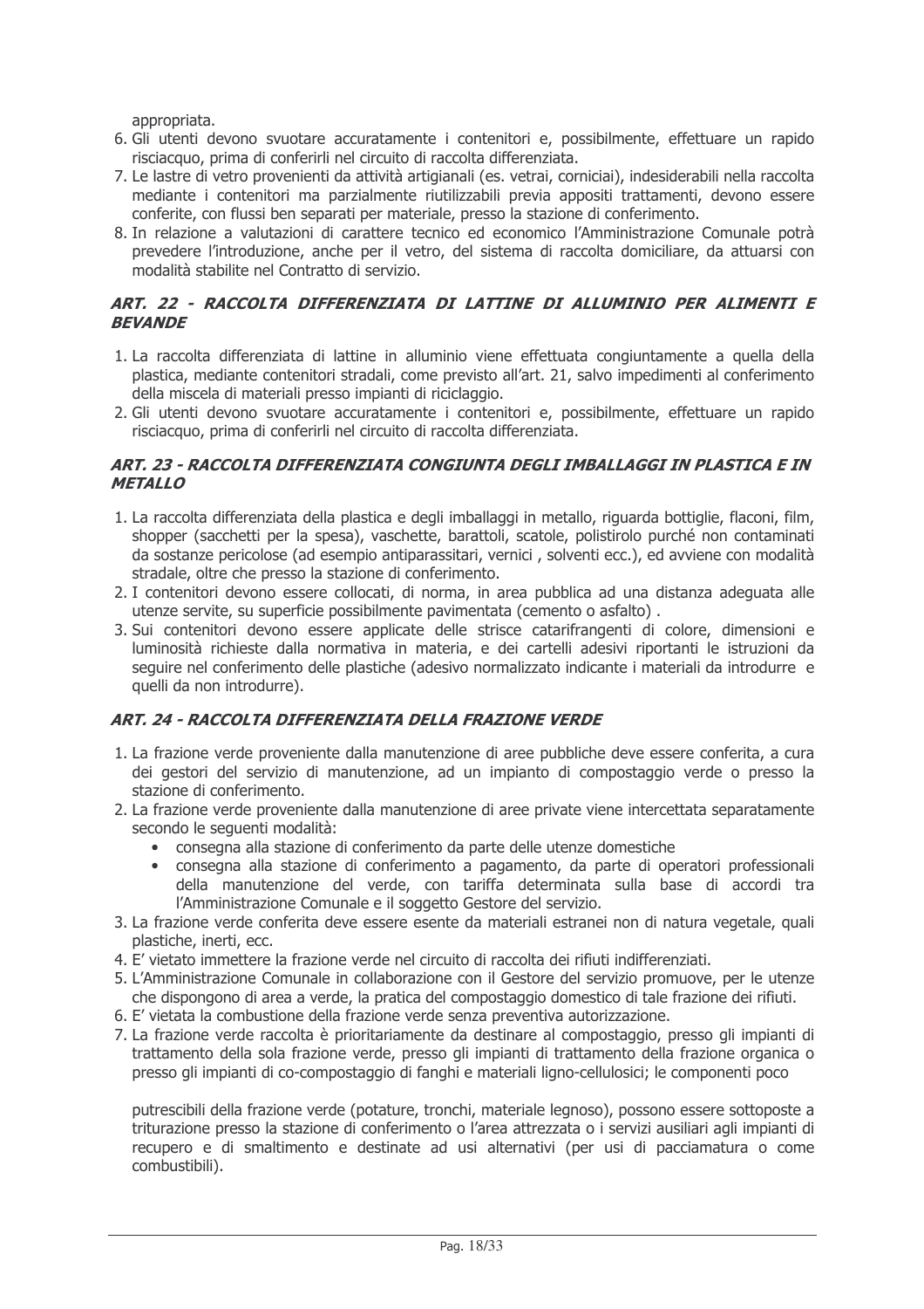appropriata.

6. Gli utenti devono svuotare accuratamente i contenitori e, possibilmente, effettuare un rapido risciacquo, prima di conferirli nel circuito di raccolta differenziata.
7. Le lastre di vetro provenienti da attività artigianali (es. vetrai, corniciai), indesiderabili nella raccolta mediante i contenitori ma parzialmente riutilizzabili previa appositi trattamenti, devono essere conferite, con flussi ben separati per materiale, presso la stazione di conferimento.
8. In relazione a valutazioni di carattere tecnico ed economico l'Amministrazione Comunale potrà prevedere l'introduzione, anche per il vetro, del sistema di raccolta domiciliare, da attuarsi con modalità stabilite nel Contratto di servizio.

### *ART. 22 - RACCOLTA DIFFERENZIATA DI LATTINE DI ALLUMINIO PER ALIMENTI E BEVANDE*

1. La raccolta differenziata di lattine in alluminio viene effettuata congiuntamente a quella della plastica, mediante contenitori stradali, come previsto all'art. 21, salvo impedimenti al conferimento della miscela di materiali presso impianti di riciclaggio.
2. Gli utenti devono svuotare accuratamente i contenitori e, possibilmente, effettuare un rapido risciacquo, prima di conferirli nel circuito di raccolta differenziata.

### *ART. 23 - RACCOLTA DIFFERENZIATA CONGIUNTA DEGLI IMBALLAGGI IN PLASTICA E IN METALLO*

1. La raccolta differenziata della plastica e degli imballaggi in metallo, riguarda bottiglie, flaconi, film, shopper (sacchetti per la spesa), vaschette, barattoli, scatole, polistirolo purché non contaminati da sostanze pericolose (ad esempio antiparassitari, vernici , solventi ecc.), ed avviene con modalità stradale, oltre che presso la stazione di conferimento.
2. I contenitori devono essere collocati, di norma, in area pubblica ad una distanza adeguata alle utenze servite, su superficie possibilmente pavimentata (cemento o asfalto) .
3. Sui contenitori devono essere applicate delle strisce catarifrangenti di colore, dimensioni e luminosità richieste dalla normativa in materia, e dei cartelli adesivi riportanti le istruzioni da seguire nel conferimento delle plastiche (adesivo normalizzato indicante i materiali da introdurre e quelli da non introdurre).

### *ART. 24 - RACCOLTA DIFFERENZIATA DELLA FRAZIONE VERDE*

1. La frazione verde proveniente dalla manutenzione di aree pubbliche deve essere conferita, a cura dei gestori del servizio di manutenzione, ad un impianto di compostaggio verde o presso la stazione di conferimento.
2. La frazione verde proveniente dalla manutenzione di aree private viene intercettata separatamente secondo le seguenti modalità:
   - consegna alla stazione di conferimento da parte delle utenze domestiche
   - consegna alla stazione di conferimento a pagamento, da parte di operatori professionali della manutenzione del verde, con tariffa determinata sulla base di accordi tra l'Amministrazione Comunale e il soggetto Gestore del servizio.
3. La frazione verde conferita deve essere esente da materiali estranei non di natura vegetale, quali plastiche, inerti, ecc.
4. E' vietato immettere la frazione verde nel circuito di raccolta dei rifiuti indifferenziati.
5. L'Amministrazione Comunale in collaborazione con il Gestore del servizio promuove, per le utenze che dispongono di area a verde, la pratica del compostaggio domestico di tale frazione dei rifiuti.
6. E' vietata la combustione della frazione verde senza preventiva autorizzazione.
7. La frazione verde raccolta è prioritariamente da destinare al compostaggio, presso gli impianti di trattamento della sola frazione verde, presso gli impianti di trattamento della frazione organica o presso gli impianti di co-compostaggio di fanghi e materiali ligno-cellulosici; le componenti poco putrescibili della frazione verde (potature, tronchi, materiale legnoso), possono essere sottoposte a triturazione presso la stazione di conferimento o l'area attrezzata o i servizi ausiliari agli impianti di recupero e di smaltimento e destinate ad usi alternativi (per usi di pacciamatura o come combustibili).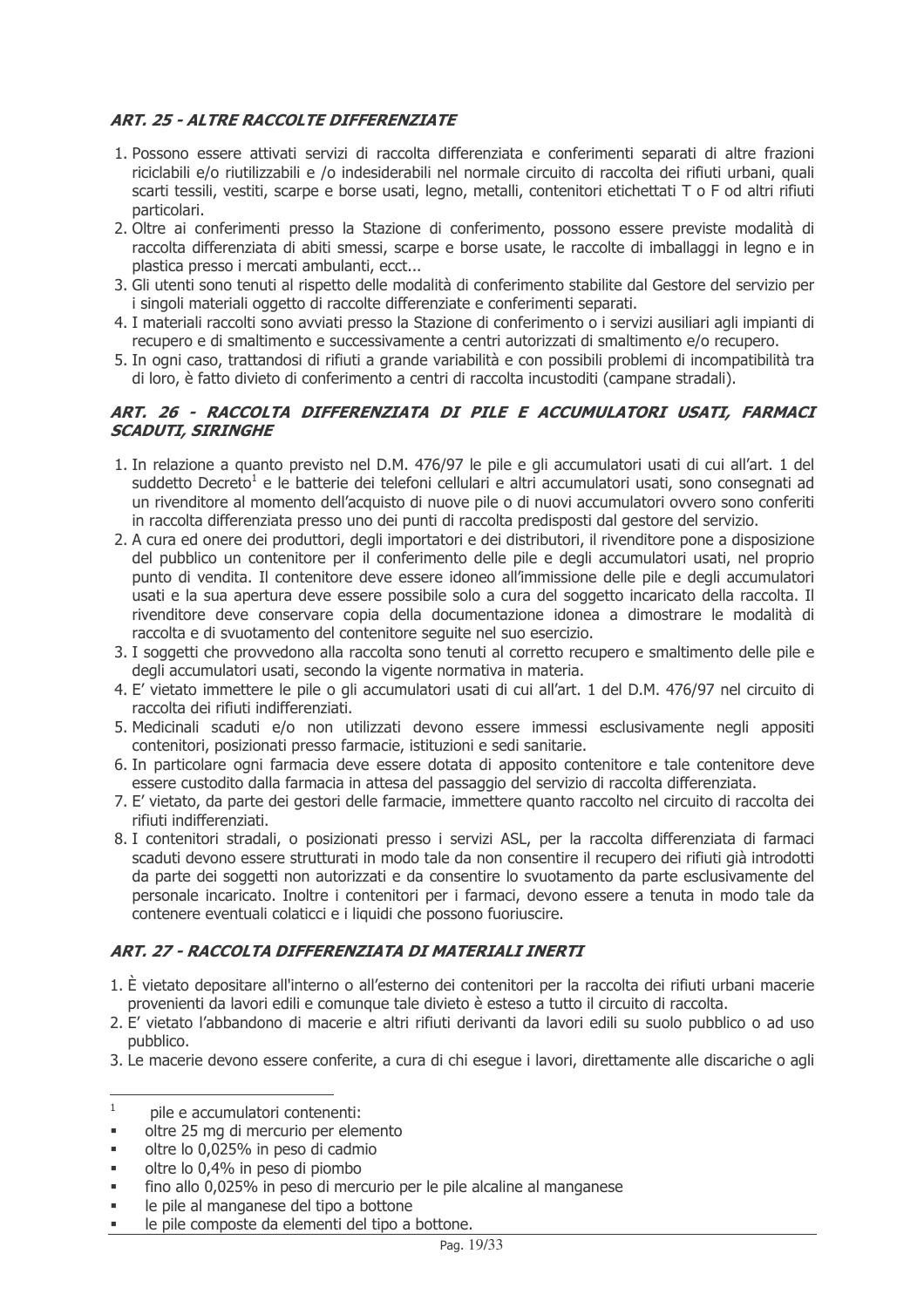### *ART. 25 - ALTRE RACCOLTE DIFFERENZIATE*

1. Possono essere attivati servizi di raccolta differenziata e conferimenti separati di altre frazioni riciclabili e/o riutilizzabili e /o indesiderabili nel normale circuito di raccolta dei rifiuti urbani, quali scarti tessili, vestiti, scarpe e borse usati, legno, metalli, contenitori etichettati T o F od altri rifiuti particolari.
2. Oltre ai conferimenti presso la Stazione di conferimento, possono essere previste modalità di raccolta differenziata di abiti smessi, scarpe e borse usate, le raccolte di imballaggi in legno e in plastica presso i mercati ambulanti, ecct...
3. Gli utenti sono tenuti al rispetto delle modalità di conferimento stabilite dal Gestore del servizio per i singoli materiali oggetto di raccolte differenziate e conferimenti separati.
4. I materiali raccolti sono avviati presso la Stazione di conferimento o i servizi ausiliari agli impianti di recupero e di smaltimento e successivamente a centri autorizzati di smaltimento e/o recupero.
5. In ogni caso, trattandosi di rifiuti a grande variabilità e con possibili problemi di incompatibilità tra di loro, è fatto divieto di conferimento a centri di raccolta incustoditi (campane stradali).

### *ART. 26 - RACCOLTA DIFFERENZIATA DI PILE E ACCUMULATORI USATI, FARMACI SCADUTI, SIRINGHE*

1. In relazione a quanto previsto nel D.M. 476/97 le pile e gli accumulatori usati di cui all'art. 1 del suddetto Decreto[1] e le batterie dei telefoni cellulari e altri accumulatori usati, sono consegnati ad un rivenditore al momento dell'acquisto di nuove pile o di nuovi accumulatori ovvero sono conferiti in raccolta differenziata presso uno dei punti di raccolta predisposti dal gestore del servizio.
2. A cura ed onere dei produttori, degli importatori e dei distributori, il rivenditore pone a disposizione del pubblico un contenitore per il conferimento delle pile e degli accumulatori usati, nel proprio punto di vendita. Il contenitore deve essere idoneo all'immissione delle pile e degli accumulatori usati e la sua apertura deve essere possibile solo a cura del soggetto incaricato della raccolta. Il rivenditore deve conservare copia della documentazione idonea a dimostrare le modalità di raccolta e di svuotamento del contenitore seguite nel suo esercizio.
3. I soggetti che provvedono alla raccolta sono tenuti al corretto recupero e smaltimento delle pile e degli accumulatori usati, secondo la vigente normativa in materia.
4. E' vietato immettere le pile o gli accumulatori usati di cui all'art. 1 del D.M. 476/97 nel circuito di raccolta dei rifiuti indifferenziati.
5. Medicinali scaduti e/o non utilizzati devono essere immessi esclusivamente negli appositi contenitori, posizionati presso farmacie, istituzioni e sedi sanitarie.
6. In particolare ogni farmacia deve essere dotata di apposito contenitore e tale contenitore deve essere custodito dalla farmacia in attesa del passaggio del servizio di raccolta differenziata.
7. E' vietato, da parte dei gestori delle farmacie, immettere quanto raccolto nel circuito di raccolta dei rifiuti indifferenziati.
8. I contenitori stradali, o posizionati presso i servizi ASL, per la raccolta differenziata di farmaci scaduti devono essere strutturati in modo tale da non consentire il recupero dei rifiuti già introdotti da parte dei soggetti non autorizzati e da consentire lo svuotamento da parte esclusivamente del personale incaricato. Inoltre i contenitori per i farmaci, devono essere a tenuta in modo tale da contenere eventuali colaticci e i liquidi che possono fuoriuscire.

### *ART. 27 - RACCOLTA DIFFERENZIATA DI MATERIALI INERTI*

1. È vietato depositare all'interno o all'esterno dei contenitori per la raccolta dei rifiuti urbani macerie provenienti da lavori edili e comunque tale divieto è esteso a tutto il circuito di raccolta.
2. E' vietato l'abbandono di macerie e altri rifiuti derivanti da lavori edili su suolo pubblico o ad uso pubblico.
3. Le macerie devono essere conferite, a cura di chi esegue i lavori, direttamente alle discariche o agli

---

[1] pile e accumulatori contenenti:

- oltre 25 mg di mercurio per elemento
- oltre lo 0,025% in peso di cadmio
- oltre lo 0,4% in peso di piombo
- fino allo 0,025% in peso di mercurio per le pile alcaline al manganese
- le pile al manganese del tipo a bottone
- le pile composte da elementi del tipo a bottone.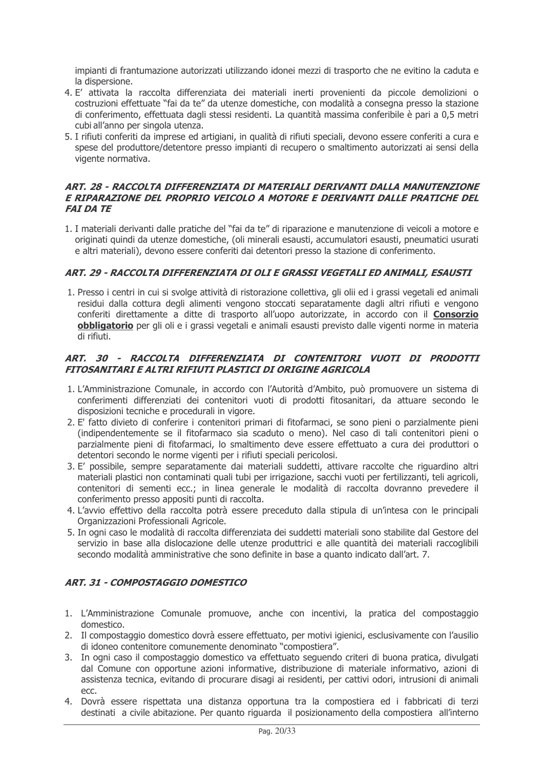impianti di frantumazione autorizzati utilizzando idonei mezzi di trasporto che ne evitino la caduta e la dispersione.

4. E' attivata la raccolta differenziata dei materiali inerti provenienti da piccole demolizioni o costruzioni effettuate "fai da te" da utenze domestiche, con modalità a consegna presso la stazione di conferimento, effettuata dagli stessi residenti. La quantità massima conferibile è pari a 0,5 metri cubi all'anno per singola utenza.
5. I rifiuti conferiti da imprese ed artigiani, in qualità di rifiuti speciali, devono essere conferiti a cura e spese del produttore/detentore presso impianti di recupero o smaltimento autorizzati ai sensi della vigente normativa.

### *ART. 28 - RACCOLTA DIFFERENZIATA DI MATERIALI DERIVANTI DALLA MANUTENZIONE E RIPARAZIONE DEL PROPRIO VEICOLO A MOTORE E DERIVANTI DALLE PRATICHE DEL FAI DA TE*

1. I materiali derivanti dalle pratiche del "fai da te" di riparazione e manutenzione di veicoli a motore e originati quindi da utenze domestiche, (oli minerali esausti, accumulatori esausti, pneumatici usurati e altri materiali), devono essere conferiti dai detentori presso la stazione di conferimento.

### *ART. 29 - RACCOLTA DIFFERENZIATA DI OLI E GRASSI VEGETALI ED ANIMALI, ESAUSTI*

1. Presso i centri in cui si svolge attività di ristorazione collettiva, gli olii ed i grassi vegetali ed animali residui dalla cottura degli alimenti vengono stoccati separatamente dagli altri rifiuti e vengono conferiti direttamente a ditte di trasporto all'uopo autorizzate, in accordo con il **Consorzio obbligatorio** per gli oli e i grassi vegetali e animali esausti previsto dalle vigenti norme in materia di rifiuti.

### *ART. 30 - RACCOLTA DIFFERENZIATA DI CONTENITORI VUOTI DI PRODOTTI FITOSANITARI E ALTRI RIFIUTI PLASTICI DI ORIGINE AGRICOLA*

1. L'Amministrazione Comunale, in accordo con l'Autorità d'Ambito, può promuovere un sistema di conferimenti differenziati dei contenitori vuoti di prodotti fitosanitari, da attuare secondo le disposizioni tecniche e procedurali in vigore.
2. E' fatto divieto di conferire i contenitori primari di fitofarmaci, se sono pieni o parzialmente pieni (indipendentemente se il fitofarmaco sia scaduto o meno). Nel caso di tali contenitori pieni o parzialmente pieni di fitofarmaci, lo smaltimento deve essere effettuato a cura dei produttori o detentori secondo le norme vigenti per i rifiuti speciali pericolosi.
3. E' possibile, sempre separatamente dai materiali suddetti, attivare raccolte che riguardino altri materiali plastici non contaminati quali tubi per irrigazione, sacchi vuoti per fertilizzanti, teli agricoli, contenitori di sementi ecc.; in linea generale le modalità di raccolta dovranno prevedere il conferimento presso appositi punti di raccolta.
4. L'avvio effettivo della raccolta potrà essere preceduto dalla stipula di un'intesa con le principali Organizzazioni Professionali Agricole.
5. In ogni caso le modalità di raccolta differenziata dei suddetti materiali sono stabilite dal Gestore del servizio in base alla dislocazione delle utenze produttrici e alle quantità dei materiali raccoglibili secondo modalità amministrative che sono definite in base a quanto indicato dall'art. 7.

### *ART. 31 - COMPOSTAGGIO DOMESTICO*

1. L'Amministrazione Comunale promuove, anche con incentivi, la pratica del compostaggio domestico.
2. Il compostaggio domestico dovrà essere effettuato, per motivi igienici, esclusivamente con l'ausilio di idoneo contenitore comunemente denominato "compostiera".
3. In ogni caso il compostaggio domestico va effettuato seguendo criteri di buona pratica, divulgati dal Comune con opportune azioni informative, distribuzione di materiale informativo, azioni di assistenza tecnica, evitando di procurare disagi ai residenti, per cattivi odori, intrusioni di animali ecc.
4. Dovrà essere rispettata una distanza opportuna tra la compostiera ed i fabbricati di terzi destinati a civile abitazione. Per quanto riguarda il posizionamento della compostiera all'interno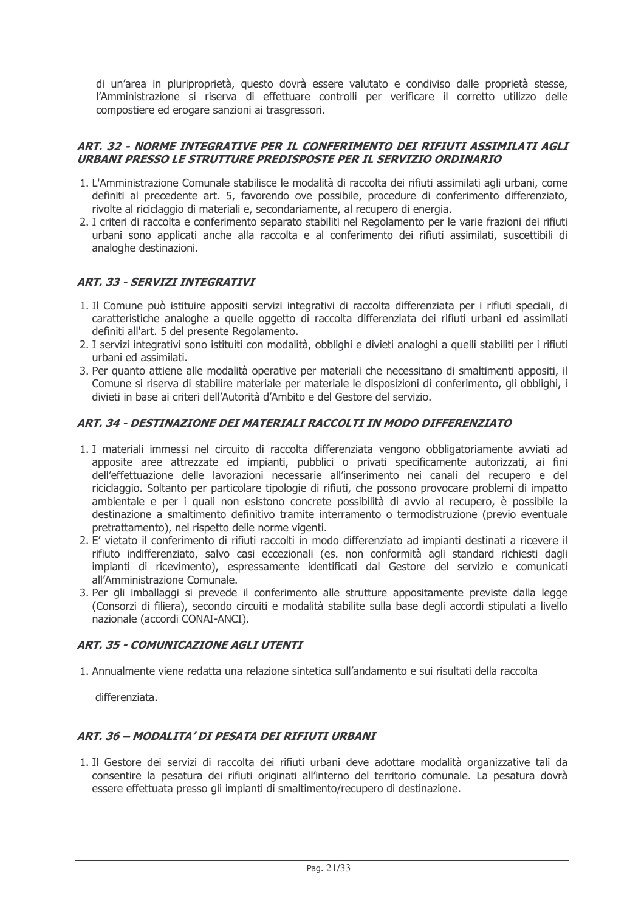di un'area in pluriproprietà, questo dovrà essere valutato e condiviso dalle proprietà stesse, l'Amministrazione si riserva di effettuare controlli per verificare il corretto utilizzo delle compostiere ed erogare sanzioni ai trasgressori.

### *ART. 32 - NORME INTEGRATIVE PER IL CONFERIMENTO DEI RIFIUTI ASSIMILATI AGLI URBANI PRESSO LE STRUTTURE PREDISPOSTE PER IL SERVIZIO ORDINARIO*

1. L'Amministrazione Comunale stabilisce le modalità di raccolta dei rifiuti assimilati agli urbani, come definiti al precedente art. 5, favorendo ove possibile, procedure di conferimento differenziato, rivolte al riciclaggio di materiali e, secondariamente, al recupero di energia.
2. I criteri di raccolta e conferimento separato stabiliti nel Regolamento per le varie frazioni dei rifiuti urbani sono applicati anche alla raccolta e al conferimento dei rifiuti assimilati, suscettibili di analoghe destinazioni.

### *ART. 33 - SERVIZI INTEGRATIVI*

1. Il Comune può istituire appositi servizi integrativi di raccolta differenziata per i rifiuti speciali, di caratteristiche analoghe a quelle oggetto di raccolta differenziata dei rifiuti urbani ed assimilati definiti all'art. 5 del presente Regolamento.
2. I servizi integrativi sono istituiti con modalità, obblighi e divieti analoghi a quelli stabiliti per i rifiuti urbani ed assimilati.
3. Per quanto attiene alle modalità operative per materiali che necessitano di smaltimenti appositi, il Comune si riserva di stabilire materiale per materiale le disposizioni di conferimento, gli obblighi, i divieti in base ai criteri dell'Autorità d'Ambito e del Gestore del servizio.

### *ART. 34 - DESTINAZIONE DEI MATERIALI RACCOLTI IN MODO DIFFERENZIATO*

1. I materiali immessi nel circuito di raccolta differenziata vengono obbligatoriamente avviati ad apposite aree attrezzate ed impianti, pubblici o privati specificamente autorizzati, ai fini dell'effettuazione delle lavorazioni necessarie all'inserimento nei canali del recupero e del riciclaggio. Soltanto per particolare tipologie di rifiuti, che possono provocare problemi di impatto ambientale e per i quali non esistono concrete possibilità di avvio al recupero, è possibile la destinazione a smaltimento definitivo tramite interramento o termodistruzione (previo eventuale pretrattamento), nel rispetto delle norme vigenti.
2. E' vietato il conferimento di rifiuti raccolti in modo differenziato ad impianti destinati a ricevere il rifiuto indifferenziato, salvo casi eccezionali (es. non conformità agli standard richiesti dagli impianti di ricevimento), espressamente identificati dal Gestore del servizio e comunicati all'Amministrazione Comunale.
3. Per gli imballaggi si prevede il conferimento alle strutture appositamente previste dalla legge (Consorzi di filiera), secondo circuiti e modalità stabilite sulla base degli accordi stipulati a livello nazionale (accordi CONAI-ANCI).

### *ART. 35 - COMUNICAZIONE AGLI UTENTI*

1. Annualmente viene redatta una relazione sintetica sull'andamento e sui risultati della raccolta differenziata.

### *ART. 36 – MODALITA' DI PESATA DEI RIFIUTI URBANI*

1. Il Gestore dei servizi di raccolta dei rifiuti urbani deve adottare modalità organizzative tali da consentire la pesatura dei rifiuti originati all'interno del territorio comunale. La pesatura dovrà essere effettuata presso gli impianti di smaltimento/recupero di destinazione.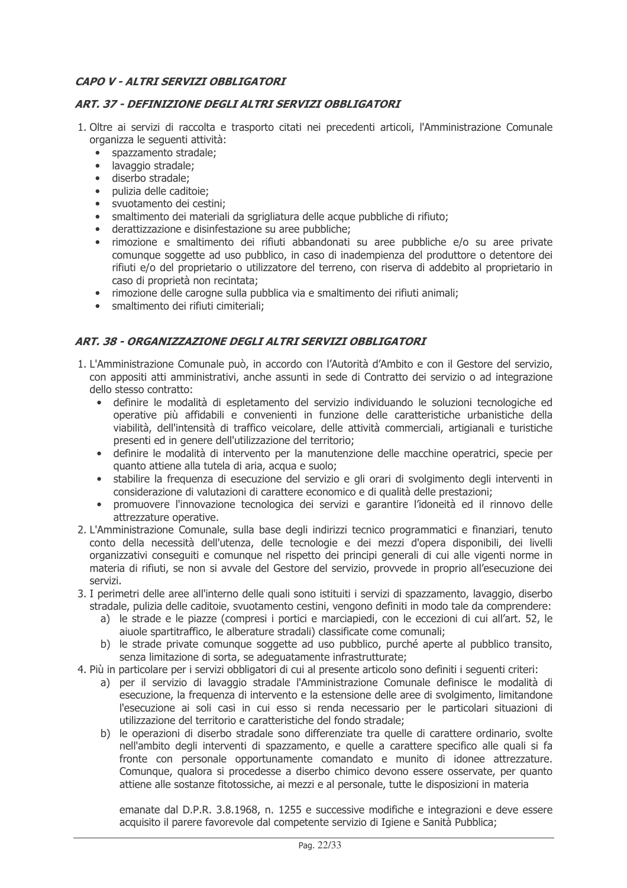## *CAPO V - ALTRI SERVIZI OBBLIGATORI*

### *ART. 37 - DEFINIZIONE DEGLI ALTRI SERVIZI OBBLIGATORI*

1. Oltre ai servizi di raccolta e trasporto citati nei precedenti articoli, l'Amministrazione Comunale organizza le seguenti attività:
   - spazzamento stradale;
   - lavaggio stradale;
   - diserbo stradale;
   - pulizia delle caditoie;
   - svuotamento dei cestini;
   - smaltimento dei materiali da sgrigliatura delle acque pubbliche di rifiuto;
   - derattizzazione e disinfestazione su aree pubbliche;
   - rimozione e smaltimento dei rifiuti abbandonati su aree pubbliche e/o su aree private comunque soggette ad uso pubblico, in caso di inadempienza del produttore o detentore dei rifiuti e/o del proprietario o utilizzatore del terreno, con riserva di addebito al proprietario in caso di proprietà non recintata;
   - rimozione delle carogne sulla pubblica via e smaltimento dei rifiuti animali;
   - smaltimento dei rifiuti cimiteriali;

### *ART. 38 - ORGANIZZAZIONE DEGLI ALTRI SERVIZI OBBLIGATORI*

1. L'Amministrazione Comunale può, in accordo con l'Autorità d'Ambito e con il Gestore del servizio, con appositi atti amministrativi, anche assunti in sede di Contratto dei servizio o ad integrazione dello stesso contratto:
   - definire le modalità di espletamento del servizio individuando le soluzioni tecnologiche ed operative più affidabili e convenienti in funzione delle caratteristiche urbanistiche della viabilità, dell'intensità di traffico veicolare, delle attività commerciali, artigianali e turistiche presenti ed in genere dell'utilizzazione del territorio;
   - definire le modalità di intervento per la manutenzione delle macchine operatrici, specie per quanto attiene alla tutela di aria, acqua e suolo;
   - stabilire la frequenza di esecuzione del servizio e gli orari di svolgimento degli interventi in considerazione di valutazioni di carattere economico e di qualità delle prestazioni;
   - promuovere l'innovazione tecnologica dei servizi e garantire l'idoneità ed il rinnovo delle attrezzature operative.
2. L'Amministrazione Comunale, sulla base degli indirizzi tecnico programmatici e finanziari, tenuto conto della necessità dell'utenza, delle tecnologie e dei mezzi d'opera disponibili, dei livelli organizzativi conseguiti e comunque nel rispetto dei principi generali di cui alle vigenti norme in materia di rifiuti, se non si avvale del Gestore del servizio, provvede in proprio all'esecuzione dei servizi.
3. I perimetri delle aree all'interno delle quali sono istituiti i servizi di spazzamento, lavaggio, diserbo stradale, pulizia delle caditoie, svuotamento cestini, vengono definiti in modo tale da comprendere:
   a) le strade e le piazze (compresi i portici e marciapiedi, con le eccezioni di cui all'art. 52, le aiuole spartitraffico, le alberature stradali) classificate come comunali;
   b) le strade private comunque soggette ad uso pubblico, purché aperte al pubblico transito, senza limitazione di sorta, se adeguatamente infrastrutturate;
4. Più in particolare per i servizi obbligatori di cui al presente articolo sono definiti i seguenti criteri:
   a) per il servizio di lavaggio stradale l'Amministrazione Comunale definisce le modalità di esecuzione, la frequenza di intervento e la estensione delle aree di svolgimento, limitandone l'esecuzione ai soli casi in cui esso si renda necessario per le particolari situazioni di utilizzazione del territorio e caratteristiche del fondo stradale;
   b) le operazioni di diserbo stradale sono differenziate tra quelle di carattere ordinario, svolte nell'ambito degli interventi di spazzamento, e quelle a carattere specifico alle quali si fa fronte con personale opportunamente comandato e munito di idonee attrezzature. Comunque, qualora si procedesse a diserbo chimico devono essere osservate, per quanto attiene alle sostanze fitotossiche, ai mezzi e al personale, tutte le disposizioni in materia

      emanate dal D.P.R. 3.8.1968, n. 1255 e successive modifiche e integrazioni e deve essere acquisito il parere favorevole dal competente servizio di Igiene e Sanità Pubblica;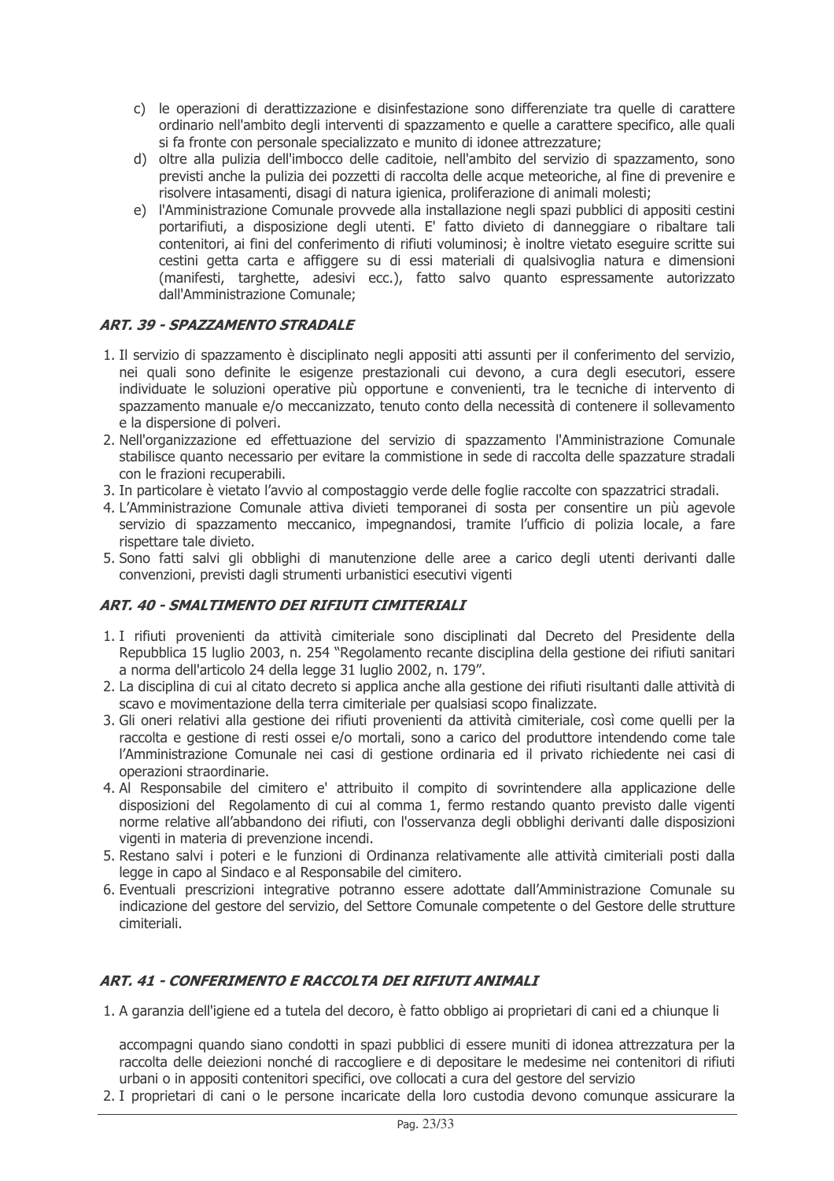c) le operazioni di derattizzazione e disinfestazione sono differenziate tra quelle di carattere ordinario nell'ambito degli interventi di spazzamento e quelle a carattere specifico, alle quali si fa fronte con personale specializzato e munito di idonee attrezzature;

d) oltre alla pulizia dell'imbocco delle caditoie, nell'ambito del servizio di spazzamento, sono previsti anche la pulizia dei pozzetti di raccolta delle acque meteoriche, al fine di prevenire e risolvere intasamenti, disagi di natura igienica, proliferazione di animali molesti;

e) l'Amministrazione Comunale provvede alla installazione negli spazi pubblici di appositi cestini portarifiuti, a disposizione degli utenti. E' fatto divieto di danneggiare o ribaltare tali contenitori, ai fini del conferimento di rifiuti voluminosi; è inoltre vietato eseguire scritte sui cestini getta carta e affiggere su di essi materiali di qualsivoglia natura e dimensioni (manifesti, targhette, adesivi ecc.), fatto salvo quanto espressamente autorizzato dall'Amministrazione Comunale;

### *ART. 39 - SPAZZAMENTO STRADALE*

1. Il servizio di spazzamento è disciplinato negli appositi atti assunti per il conferimento del servizio, nei quali sono definite le esigenze prestazionali cui devono, a cura degli esecutori, essere individuate le soluzioni operative più opportune e convenienti, tra le tecniche di intervento di spazzamento manuale e/o meccanizzato, tenuto conto della necessità di contenere il sollevamento e la dispersione di polveri.
2. Nell'organizzazione ed effettuazione del servizio di spazzamento l'Amministrazione Comunale stabilisce quanto necessario per evitare la commistione in sede di raccolta delle spazzature stradali con le frazioni recuperabili.
3. In particolare è vietato l'avvio al compostaggio verde delle foglie raccolte con spazzatrici stradali.
4. L'Amministrazione Comunale attiva divieti temporanei di sosta per consentire un più agevole servizio di spazzamento meccanico, impegnandosi, tramite l'ufficio di polizia locale, a fare rispettare tale divieto.
5. Sono fatti salvi gli obblighi di manutenzione delle aree a carico degli utenti derivanti dalle convenzioni, previsti dagli strumenti urbanistici esecutivi vigenti

### *ART. 40 - SMALTIMENTO DEI RIFIUTI CIMITERIALI*

1. I rifiuti provenienti da attività cimiteriale sono disciplinati dal Decreto del Presidente della Repubblica 15 luglio 2003, n. 254 "Regolamento recante disciplina della gestione dei rifiuti sanitari a norma dell'articolo 24 della legge 31 luglio 2002, n. 179".
2. La disciplina di cui al citato decreto si applica anche alla gestione dei rifiuti risultanti dalle attività di scavo e movimentazione della terra cimiteriale per qualsiasi scopo finalizzate.
3. Gli oneri relativi alla gestione dei rifiuti provenienti da attività cimiteriale, così come quelli per la raccolta e gestione di resti ossei e/o mortali, sono a carico del produttore intendendo come tale l'Amministrazione Comunale nei casi di gestione ordinaria ed il privato richiedente nei casi di operazioni straordinarie.
4. Al Responsabile del cimitero e' attribuito il compito di sovrintendere alla applicazione delle disposizioni del Regolamento di cui al comma 1, fermo restando quanto previsto dalle vigenti norme relative all'abbandono dei rifiuti, con l'osservanza degli obblighi derivanti dalle disposizioni vigenti in materia di prevenzione incendi.
5. Restano salvi i poteri e le funzioni di Ordinanza relativamente alle attività cimiteriali posti dalla legge in capo al Sindaco e al Responsabile del cimitero.
6. Eventuali prescrizioni integrative potranno essere adottate dall'Amministrazione Comunale su indicazione del gestore del servizio, del Settore Comunale competente o del Gestore delle strutture cimiteriali.

### *ART. 41 - CONFERIMENTO E RACCOLTA DEI RIFIUTI ANIMALI*

1. A garanzia dell'igiene ed a tutela del decoro, è fatto obbligo ai proprietari di cani ed a chiunque li accompagni quando siano condotti in spazi pubblici di essere muniti di idonea attrezzatura per la raccolta delle deiezioni nonché di raccogliere e di depositare le medesime nei contenitori di rifiuti urbani o in appositi contenitori specifici, ove collocati a cura del gestore del servizio
2. I proprietari di cani o le persone incaricate della loro custodia devono comunque assicurare la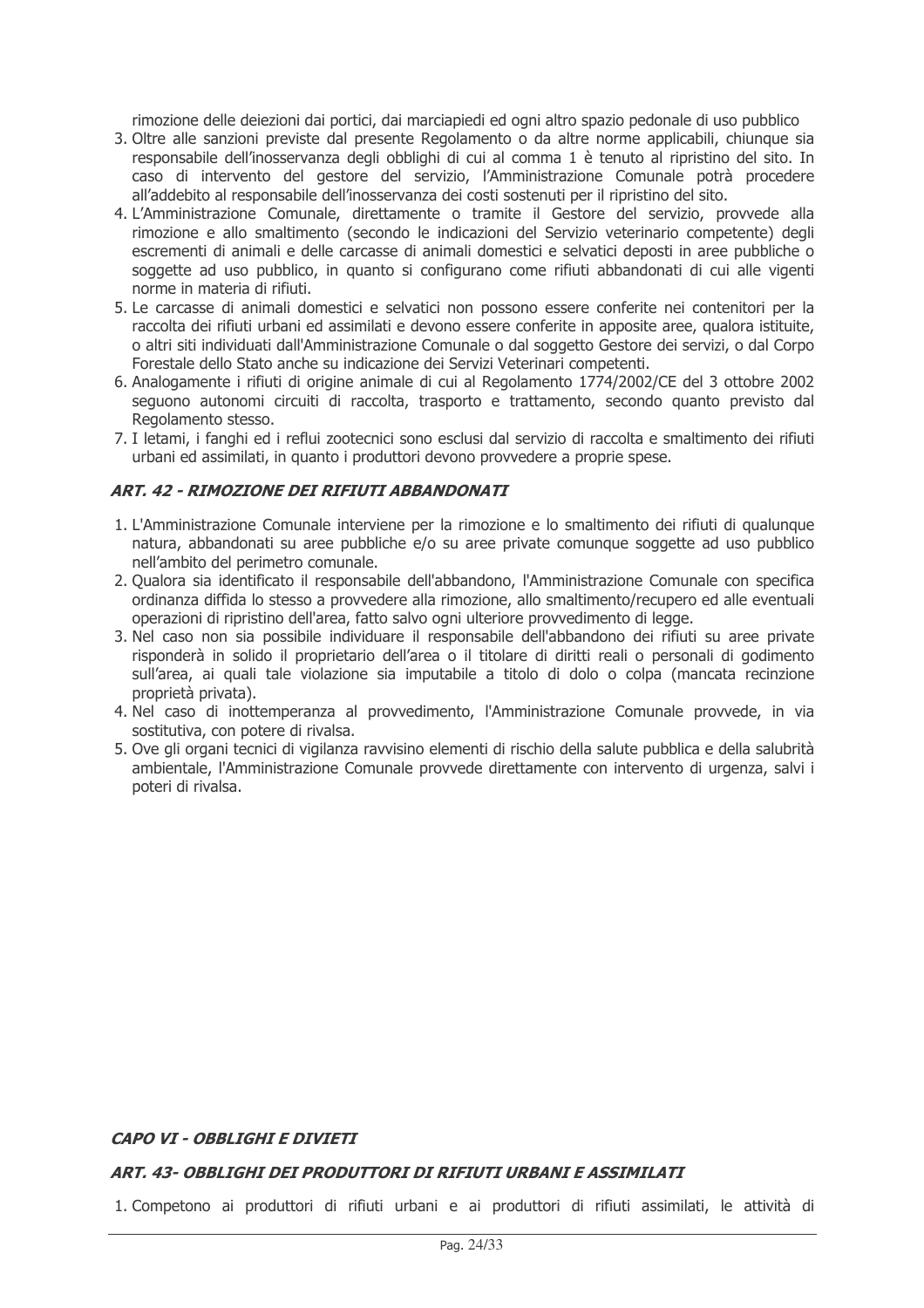rimozione delle deiezioni dai portici, dai marciapiedi ed ogni altro spazio pedonale di uso pubblico

3. Oltre alle sanzioni previste dal presente Regolamento o da altre norme applicabili, chiunque sia responsabile dell'inosservanza degli obblighi di cui al comma 1 è tenuto al ripristino del sito. In caso di intervento del gestore del servizio, l'Amministrazione Comunale potrà procedere all'addebito al responsabile dell'inosservanza dei costi sostenuti per il ripristino del sito.
4. L'Amministrazione Comunale, direttamente o tramite il Gestore del servizio, provvede alla rimozione e allo smaltimento (secondo le indicazioni del Servizio veterinario competente) degli escrementi di animali e delle carcasse di animali domestici e selvatici deposti in aree pubbliche o soggette ad uso pubblico, in quanto si configurano come rifiuti abbandonati di cui alle vigenti norme in materia di rifiuti.
5. Le carcasse di animali domestici e selvatici non possono essere conferite nei contenitori per la raccolta dei rifiuti urbani ed assimilati e devono essere conferite in apposite aree, qualora istituite, o altri siti individuati dall'Amministrazione Comunale o dal soggetto Gestore dei servizi, o dal Corpo Forestale dello Stato anche su indicazione dei Servizi Veterinari competenti.
6. Analogamente i rifiuti di origine animale di cui al Regolamento 1774/2002/CE del 3 ottobre 2002 seguono autonomi circuiti di raccolta, trasporto e trattamento, secondo quanto previsto dal Regolamento stesso.
7. I letami, i fanghi ed i reflui zootecnici sono esclusi dal servizio di raccolta e smaltimento dei rifiuti urbani ed assimilati, in quanto i produttori devono provvedere a proprie spese.

### *ART. 42 - RIMOZIONE DEI RIFIUTI ABBANDONATI*

1. L'Amministrazione Comunale interviene per la rimozione e lo smaltimento dei rifiuti di qualunque natura, abbandonati su aree pubbliche e/o su aree private comunque soggette ad uso pubblico nell'ambito del perimetro comunale.
2. Qualora sia identificato il responsabile dell'abbandono, l'Amministrazione Comunale con specifica ordinanza diffida lo stesso a provvedere alla rimozione, allo smaltimento/recupero ed alle eventuali operazioni di ripristino dell'area, fatto salvo ogni ulteriore provvedimento di legge.
3. Nel caso non sia possibile individuare il responsabile dell'abbandono dei rifiuti su aree private risponderà in solido il proprietario dell'area o il titolare di diritti reali o personali di godimento sull'area, ai quali tale violazione sia imputabile a titolo di dolo o colpa (mancata recinzione proprietà privata).
4. Nel caso di inottemperanza al provvedimento, l'Amministrazione Comunale provvede, in via sostitutiva, con potere di rivalsa.
5. Ove gli organi tecnici di vigilanza ravvisino elementi di rischio della salute pubblica e della salubrità ambientale, l'Amministrazione Comunale provvede direttamente con intervento di urgenza, salvi i poteri di rivalsa.

## *CAPO VI - OBBLIGHI E DIVIETI*

### *ART. 43- OBBLIGHI DEI PRODUTTORI DI RIFIUTI URBANI E ASSIMILATI*

1. Competono ai produttori di rifiuti urbani e ai produttori di rifiuti assimilati, le attività di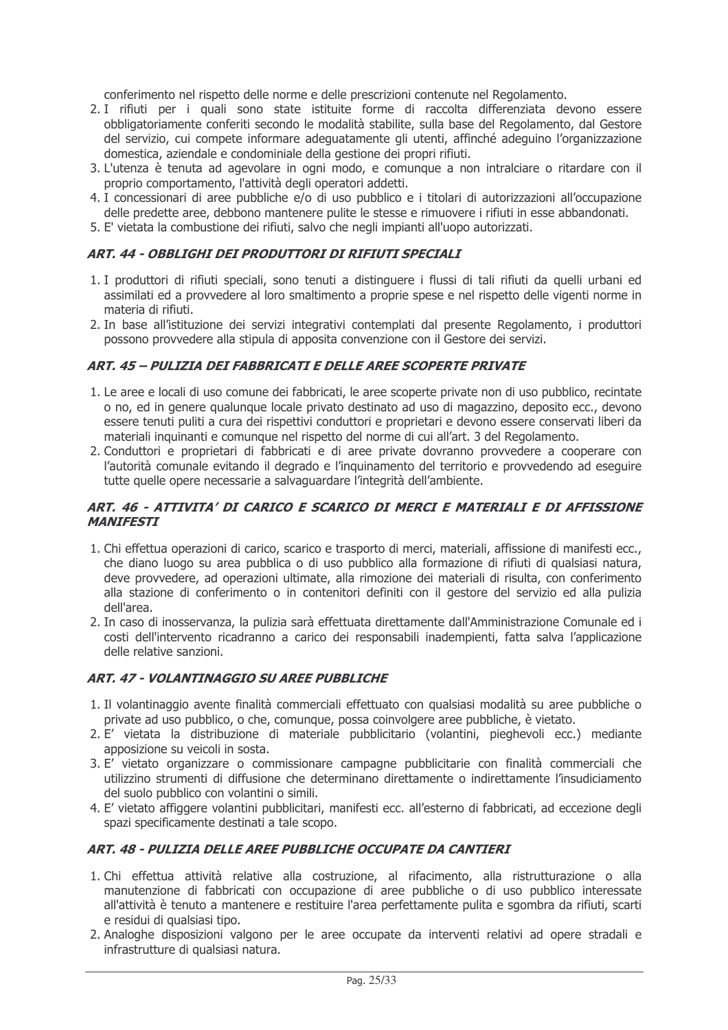conferimento nel rispetto delle norme e delle prescrizioni contenute nel Regolamento.

2. I rifiuti per i quali sono state istituite forme di raccolta differenziata devono essere obbligatoriamente conferiti secondo le modalità stabilite, sulla base del Regolamento, dal Gestore del servizio, cui compete informare adeguatamente gli utenti, affinché adeguino l'organizzazione domestica, aziendale e condominiale della gestione dei propri rifiuti.
3. L'utenza è tenuta ad agevolare in ogni modo, e comunque a non intralciare o ritardare con il proprio comportamento, l'attività degli operatori addetti.
4. I concessionari di aree pubbliche e/o di uso pubblico e i titolari di autorizzazioni all'occupazione delle predette aree, debbono mantenere pulite le stesse e rimuovere i rifiuti in esse abbandonati.
5. E' vietata la combustione dei rifiuti, salvo che negli impianti all'uopo autorizzati.

### *ART. 44 - OBBLIGHI DEI PRODUTTORI DI RIFIUTI SPECIALI*

1. I produttori di rifiuti speciali, sono tenuti a distinguere i flussi di tali rifiuti da quelli urbani ed assimilati ed a provvedere al loro smaltimento a proprie spese e nel rispetto delle vigenti norme in materia di rifiuti.
2. In base all'istituzione dei servizi integrativi contemplati dal presente Regolamento, i produttori possono provvedere alla stipula di apposita convenzione con il Gestore dei servizi.

### *ART. 45 – PULIZIA DEI FABBRICATI E DELLE AREE SCOPERTE PRIVATE*

1. Le aree e locali di uso comune dei fabbricati, le aree scoperte private non di uso pubblico, recintate o no, ed in genere qualunque locale privato destinato ad uso di magazzino, deposito ecc., devono essere tenuti puliti a cura dei rispettivi conduttori e proprietari e devono essere conservati liberi da materiali inquinanti e comunque nel rispetto del norme di cui all'art. 3 del Regolamento.
2. Conduttori e proprietari di fabbricati e di aree private dovranno provvedere a cooperare con l'autorità comunale evitando il degrado e l'inquinamento del territorio e provvedendo ad eseguire tutte quelle opere necessarie a salvaguardare l'integrità dell'ambiente.

### *ART. 46 - ATTIVITA' DI CARICO E SCARICO DI MERCI E MATERIALI E DI AFFISSIONE MANIFESTI*

1. Chi effettua operazioni di carico, scarico e trasporto di merci, materiali, affissione di manifesti ecc., che diano luogo su area pubblica o di uso pubblico alla formazione di rifiuti di qualsiasi natura, deve provvedere, ad operazioni ultimate, alla rimozione dei materiali di risulta, con conferimento alla stazione di conferimento o in contenitori definiti con il gestore del servizio ed alla pulizia dell'area.
2. In caso di inosservanza, la pulizia sarà effettuata direttamente dall'Amministrazione Comunale ed i costi dell'intervento ricadranno a carico dei responsabili inadempienti, fatta salva l'applicazione delle relative sanzioni.

### *ART. 47 - VOLANTINAGGIO SU AREE PUBBLICHE*

1. Il volantinaggio avente finalità commerciali effettuato con qualsiasi modalità su aree pubbliche o private ad uso pubblico, o che, comunque, possa coinvolgere aree pubbliche, è vietato.
2. E' vietata la distribuzione di materiale pubblicitario (volantini, pieghevoli ecc.) mediante apposizione su veicoli in sosta.
3. E' vietato organizzare o commissionare campagne pubblicitarie con finalità commerciali che utilizzino strumenti di diffusione che determinano direttamente o indirettamente l'insudiciamento del suolo pubblico con volantini o simili.
4. E' vietato affiggere volantini pubblicitari, manifesti ecc. all'esterno di fabbricati, ad eccezione degli spazi specificamente destinati a tale scopo.

### *ART. 48 - PULIZIA DELLE AREE PUBBLICHE OCCUPATE DA CANTIERI*

1. Chi effettua attività relative alla costruzione, al rifacimento, alla ristrutturazione o alla manutenzione di fabbricati con occupazione di aree pubbliche o di uso pubblico interessate all'attività è tenuto a mantenere e restituire l'area perfettamente pulita e sgombra da rifiuti, scarti e residui di qualsiasi tipo.
2. Analoghe disposizioni valgono per le aree occupate da interventi relativi ad opere stradali e infrastrutture di qualsiasi natura.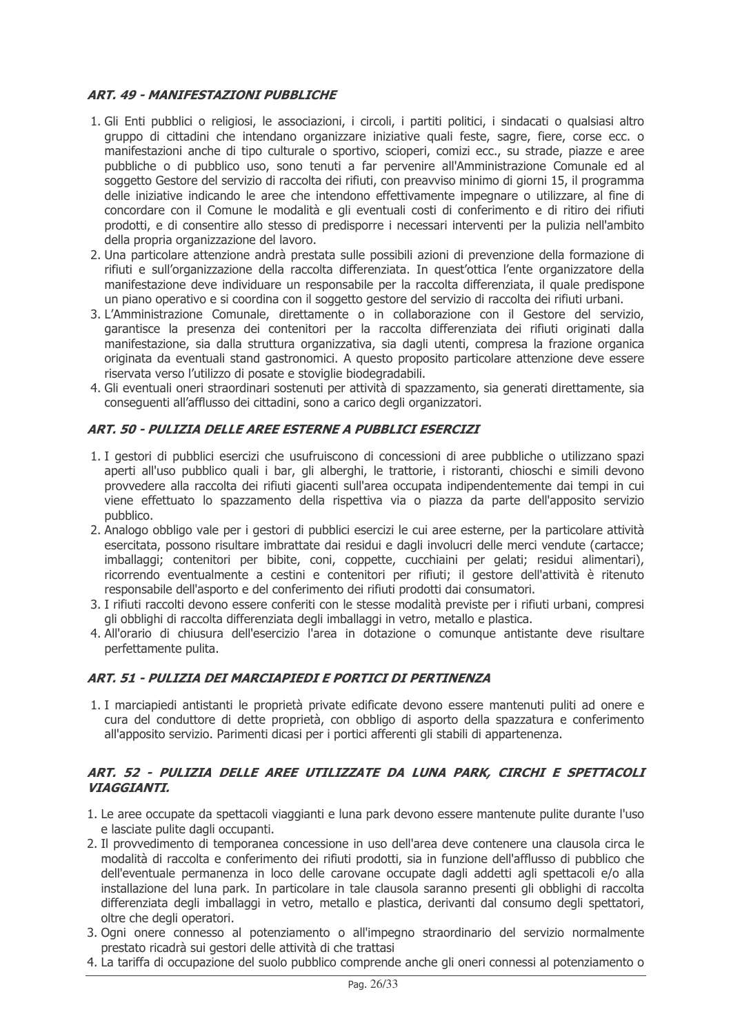### *ART. 49 - MANIFESTAZIONI PUBBLICHE*

1. Gli Enti pubblici o religiosi, le associazioni, i circoli, i partiti politici, i sindacati o qualsiasi altro gruppo di cittadini che intendano organizzare iniziative quali feste, sagre, fiere, corse ecc. o manifestazioni anche di tipo culturale o sportivo, scioperi, comizi ecc., su strade, piazze e aree pubbliche o di pubblico uso, sono tenuti a far pervenire all'Amministrazione Comunale ed al soggetto Gestore del servizio di raccolta dei rifiuti, con preavviso minimo di giorni 15, il programma delle iniziative indicando le aree che intendono effettivamente impegnare o utilizzare, al fine di concordare con il Comune le modalità e gli eventuali costi di conferimento e di ritiro dei rifiuti prodotti, e di consentire allo stesso di predisporre i necessari interventi per la pulizia nell'ambito della propria organizzazione del lavoro.
2. Una particolare attenzione andrà prestata sulle possibili azioni di prevenzione della formazione di rifiuti e sull'organizzazione della raccolta differenziata. In quest'ottica l'ente organizzatore della manifestazione deve individuare un responsabile per la raccolta differenziata, il quale predispone un piano operativo e si coordina con il soggetto gestore del servizio di raccolta dei rifiuti urbani.
3. L'Amministrazione Comunale, direttamente o in collaborazione con il Gestore del servizio, garantisce la presenza dei contenitori per la raccolta differenziata dei rifiuti originati dalla manifestazione, sia dalla struttura organizzativa, sia dagli utenti, compresa la frazione organica originata da eventuali stand gastronomici. A questo proposito particolare attenzione deve essere riservata verso l'utilizzo di posate e stoviglie biodegradabili.
4. Gli eventuali oneri straordinari sostenuti per attività di spazzamento, sia generati direttamente, sia conseguenti all'afflusso dei cittadini, sono a carico degli organizzatori.

### *ART. 50 - PULIZIA DELLE AREE ESTERNE A PUBBLICI ESERCIZI*

1. I gestori di pubblici esercizi che usufruiscono di concessioni di aree pubbliche o utilizzano spazi aperti all'uso pubblico quali i bar, gli alberghi, le trattorie, i ristoranti, chioschi e simili devono provvedere alla raccolta dei rifiuti giacenti sull'area occupata indipendentemente dai tempi in cui viene effettuato lo spazzamento della rispettiva via o piazza da parte dell'apposito servizio pubblico.
2. Analogo obbligo vale per i gestori di pubblici esercizi le cui aree esterne, per la particolare attività esercitata, possono risultare imbrattate dai residui e dagli involucri delle merci vendute (cartacce; imballaggi; contenitori per bibite, coni, coppette, cucchiaini per gelati; residui alimentari), ricorrendo eventualmente a cestini e contenitori per rifiuti; il gestore dell'attività è ritenuto responsabile dell'asporto e del conferimento dei rifiuti prodotti dai consumatori.
3. I rifiuti raccolti devono essere conferiti con le stesse modalità previste per i rifiuti urbani, compresi gli obblighi di raccolta differenziata degli imballaggi in vetro, metallo e plastica.
4. All'orario di chiusura dell'esercizio l'area in dotazione o comunque antistante deve risultare perfettamente pulita.

### *ART. 51 - PULIZIA DEI MARCIAPIEDI E PORTICI DI PERTINENZA*

1. I marciapiedi antistanti le proprietà private edificate devono essere mantenuti puliti ad onere e cura del conduttore di dette proprietà, con obbligo di asporto della spazzatura e conferimento all'apposito servizio. Parimenti dicasi per i portici afferenti gli stabili di appartenenza.

### *ART. 52 - PULIZIA DELLE AREE UTILIZZATE DA LUNA PARK, CIRCHI E SPETTACOLI VIAGGIANTI.*

1. Le aree occupate da spettacoli viaggianti e luna park devono essere mantenute pulite durante l'uso e lasciate pulite dagli occupanti.
2. Il provvedimento di temporanea concessione in uso dell'area deve contenere una clausola circa le modalità di raccolta e conferimento dei rifiuti prodotti, sia in funzione dell'afflusso di pubblico che dell'eventuale permanenza in loco delle carovane occupate dagli addetti agli spettacoli e/o alla installazione del luna park. In particolare in tale clausola saranno presenti gli obblighi di raccolta differenziata degli imballaggi in vetro, metallo e plastica, derivanti dal consumo degli spettatori, oltre che degli operatori.
3. Ogni onere connesso al potenziamento o all'impegno straordinario del servizio normalmente prestato ricadrà sui gestori delle attività di che trattasi
4. La tariffa di occupazione del suolo pubblico comprende anche gli oneri connessi al potenziamento o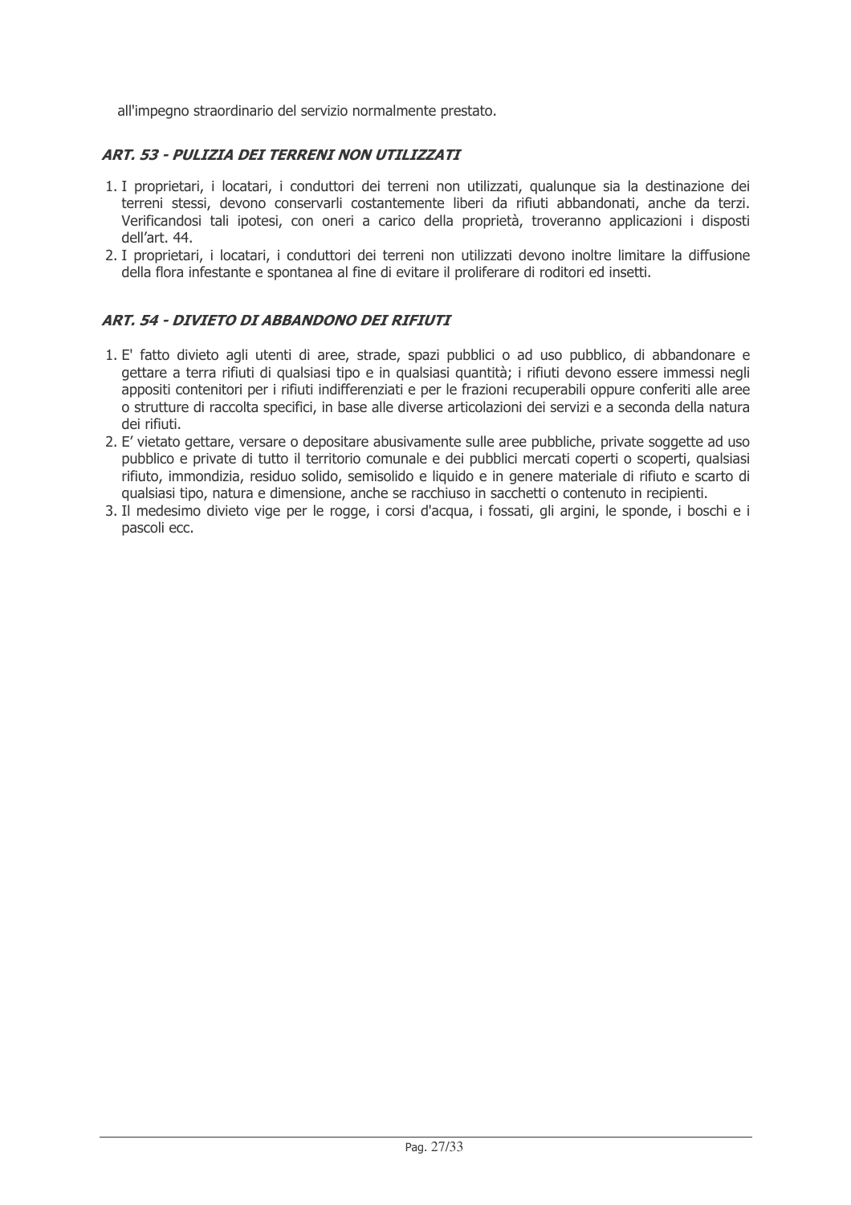all'impegno straordinario del servizio normalmente prestato.

### *ART. 53 - PULIZIA DEI TERRENI NON UTILIZZATI*

1. I proprietari, i locatari, i conduttori dei terreni non utilizzati, qualunque sia la destinazione dei terreni stessi, devono conservarli costantemente liberi da rifiuti abbandonati, anche da terzi. Verificandosi tali ipotesi, con oneri a carico della proprietà, troveranno applicazioni i disposti dell'art. 44.
2. I proprietari, i locatari, i conduttori dei terreni non utilizzati devono inoltre limitare la diffusione della flora infestante e spontanea al fine di evitare il proliferare di roditori ed insetti.

### *ART. 54 - DIVIETO DI ABBANDONO DEI RIFIUTI*

1. E' fatto divieto agli utenti di aree, strade, spazi pubblici o ad uso pubblico, di abbandonare e gettare a terra rifiuti di qualsiasi tipo e in qualsiasi quantità; i rifiuti devono essere immessi negli appositi contenitori per i rifiuti indifferenziati e per le frazioni recuperabili oppure conferiti alle aree o strutture di raccolta specifici, in base alle diverse articolazioni dei servizi e a seconda della natura dei rifiuti.
2. E' vietato gettare, versare o depositare abusivamente sulle aree pubbliche, private soggette ad uso pubblico e private di tutto il territorio comunale e dei pubblici mercati coperti o scoperti, qualsiasi rifiuto, immondizia, residuo solido, semisolido e liquido e in genere materiale di rifiuto e scarto di qualsiasi tipo, natura e dimensione, anche se racchiuso in sacchetti o contenuto in recipienti.
3. Il medesimo divieto vige per le rogge, i corsi d'acqua, i fossati, gli argini, le sponde, i boschi e i pascoli ecc.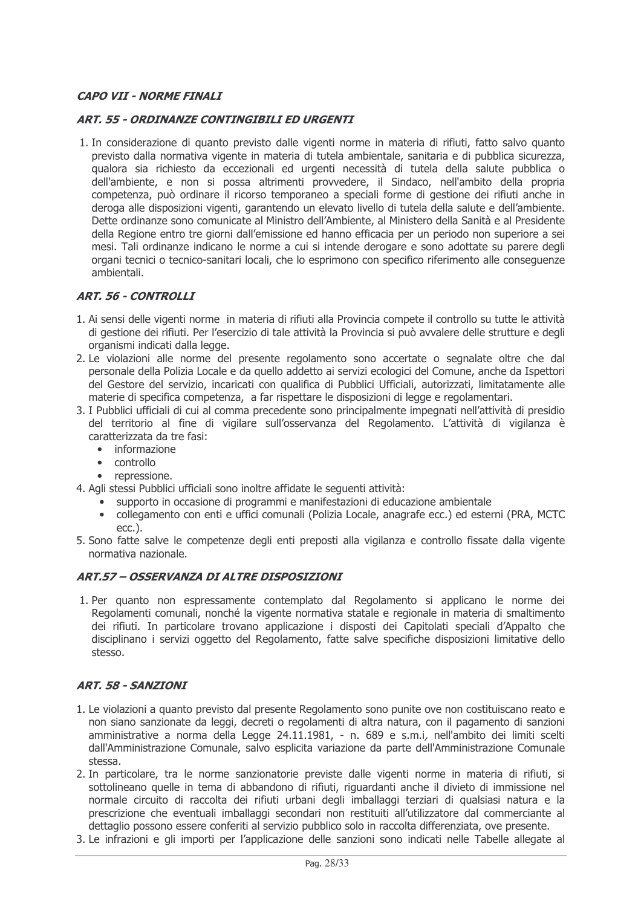## *CAPO VII - NORME FINALI*

### *ART. 55 - ORDINANZE CONTINGIBILI ED URGENTI*

1. In considerazione di quanto previsto dalle vigenti norme in materia di rifiuti, fatto salvo quanto previsto dalla normativa vigente in materia di tutela ambientale, sanitaria e di pubblica sicurezza, qualora sia richiesto da eccezionali ed urgenti necessità di tutela della salute pubblica o dell'ambiente, e non si possa altrimenti provvedere, il Sindaco, nell'ambito della propria competenza, può ordinare il ricorso temporaneo a speciali forme di gestione dei rifiuti anche in deroga alle disposizioni vigenti, garantendo un elevato livello di tutela della salute e dell'ambiente. Dette ordinanze sono comunicate al Ministro dell'Ambiente, al Ministero della Sanità e al Presidente della Regione entro tre giorni dall'emissione ed hanno efficacia per un periodo non superiore a sei mesi. Tali ordinanze indicano le norme a cui si intende derogare e sono adottate su parere degli organi tecnici o tecnico-sanitari locali, che lo esprimono con specifico riferimento alle conseguenze ambientali.

### *ART. 56 - CONTROLLI*

1. Ai sensi delle vigenti norme in materia di rifiuti alla Provincia compete il controllo su tutte le attività di gestione dei rifiuti. Per l'esercizio di tale attività la Provincia si può avvalere delle strutture e degli organismi indicati dalla legge.
2. Le violazioni alle norme del presente regolamento sono accertate o segnalate oltre che dal personale della Polizia Locale e da quello addetto ai servizi ecologici del Comune, anche da Ispettori del Gestore del servizio, incaricati con qualifica di Pubblici Ufficiali, autorizzati, limitatamente alle materie di specifica competenza, a far rispettare le disposizioni di legge e regolamentari.
3. I Pubblici ufficiali di cui al comma precedente sono principalmente impegnati nell'attività di presidio del territorio al fine di vigilare sull'osservanza del Regolamento. L'attività di vigilanza è caratterizzata da tre fasi:
   - informazione
   - controllo
   - repressione.
4. Agli stessi Pubblici ufficiali sono inoltre affidate le seguenti attività:
   - supporto in occasione di programmi e manifestazioni di educazione ambientale
   - collegamento con enti e uffici comunali (Polizia Locale, anagrafe ecc.) ed esterni (PRA, MCTC ecc.).
5. Sono fatte salve le competenze degli enti preposti alla vigilanza e controllo fissate dalla vigente normativa nazionale.

### *ART.57 – OSSERVANZA DI ALTRE DISPOSIZIONI*

1. Per quanto non espressamente contemplato dal Regolamento si applicano le norme dei Regolamenti comunali, nonché la vigente normativa statale e regionale in materia di smaltimento dei rifiuti. In particolare trovano applicazione i disposti dei Capitolati speciali d'Appalto che disciplinano i servizi oggetto del Regolamento, fatte salve specifiche disposizioni limitative dello stesso.

### *ART. 58 - SANZIONI*

1. Le violazioni a quanto previsto dal presente Regolamento sono punite ove non costituiscano reato e non siano sanzionate da leggi, decreti o regolamenti di altra natura, con il pagamento di sanzioni amministrative a norma della Legge 24.11.1981, - n. 689 e s.m.i*,* nell'ambito dei limiti scelti dall'Amministrazione Comunale, salvo esplicita variazione da parte dell'Amministrazione Comunale stessa.
2. In particolare, tra le norme sanzionatorie previste dalle vigenti norme in materia di rifiuti, si sottolineano quelle in tema di abbandono di rifiuti, riguardanti anche il divieto di immissione nel normale circuito di raccolta dei rifiuti urbani degli imballaggi terziari di qualsiasi natura e la prescrizione che eventuali imballaggi secondari non restituiti all'utilizzatore dal commerciante al dettaglio possono essere conferiti al servizio pubblico solo in raccolta differenziata, ove presente.
3. Le infrazioni e gli importi per l'applicazione delle sanzioni sono indicati nelle Tabelle allegate al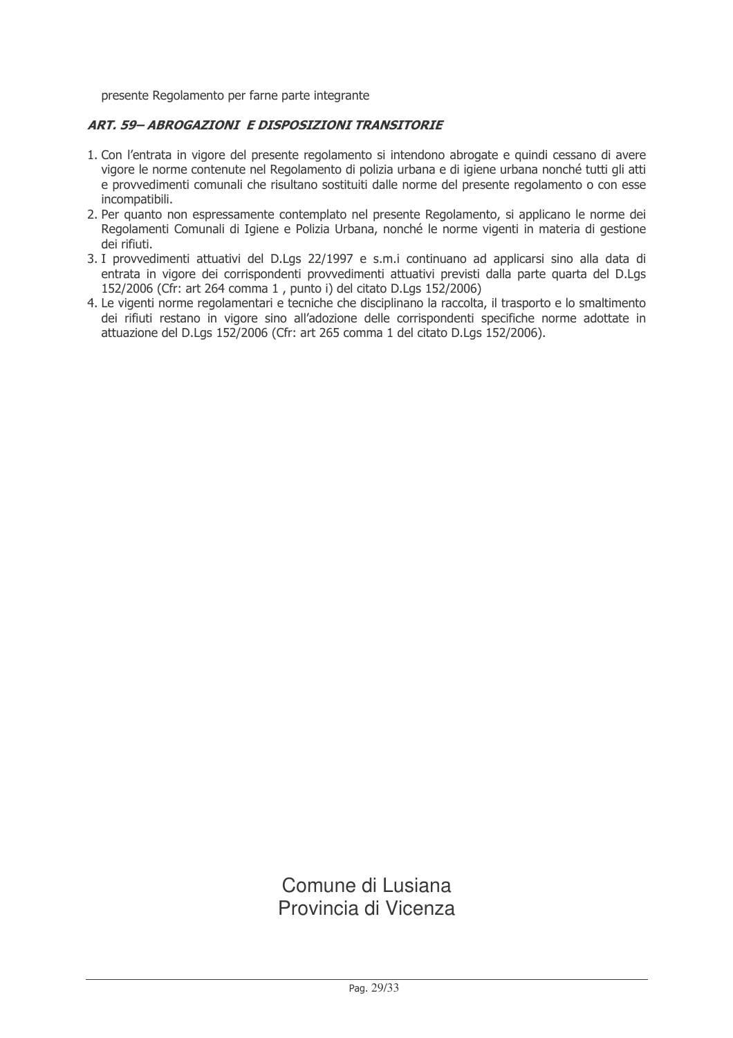presente Regolamento per farne parte integrante

### *ART. 59– ABROGAZIONI E DISPOSIZIONI TRANSITORIE*

1. Con l'entrata in vigore del presente regolamento si intendono abrogate e quindi cessano di avere vigore le norme contenute nel Regolamento di polizia urbana e di igiene urbana nonché tutti gli atti e provvedimenti comunali che risultano sostituiti dalle norme del presente regolamento o con esse incompatibili.
2. Per quanto non espressamente contemplato nel presente Regolamento, si applicano le norme dei Regolamenti Comunali di Igiene e Polizia Urbana, nonché le norme vigenti in materia di gestione dei rifiuti.
3. I provvedimenti attuativi del D.Lgs 22/1997 e s.m.i continuano ad applicarsi sino alla data di entrata in vigore dei corrispondenti provvedimenti attuativi previsti dalla parte quarta del D.Lgs 152/2006 (Cfr: art 264 comma 1 , punto i) del citato D.Lgs 152/2006)
4. Le vigenti norme regolamentari e tecniche che disciplinano la raccolta, il trasporto e lo smaltimento dei rifiuti restano in vigore sino all'adozione delle corrispondenti specifiche norme adottate in attuazione del D.Lgs 152/2006 (Cfr: art 265 comma 1 del citato D.Lgs 152/2006).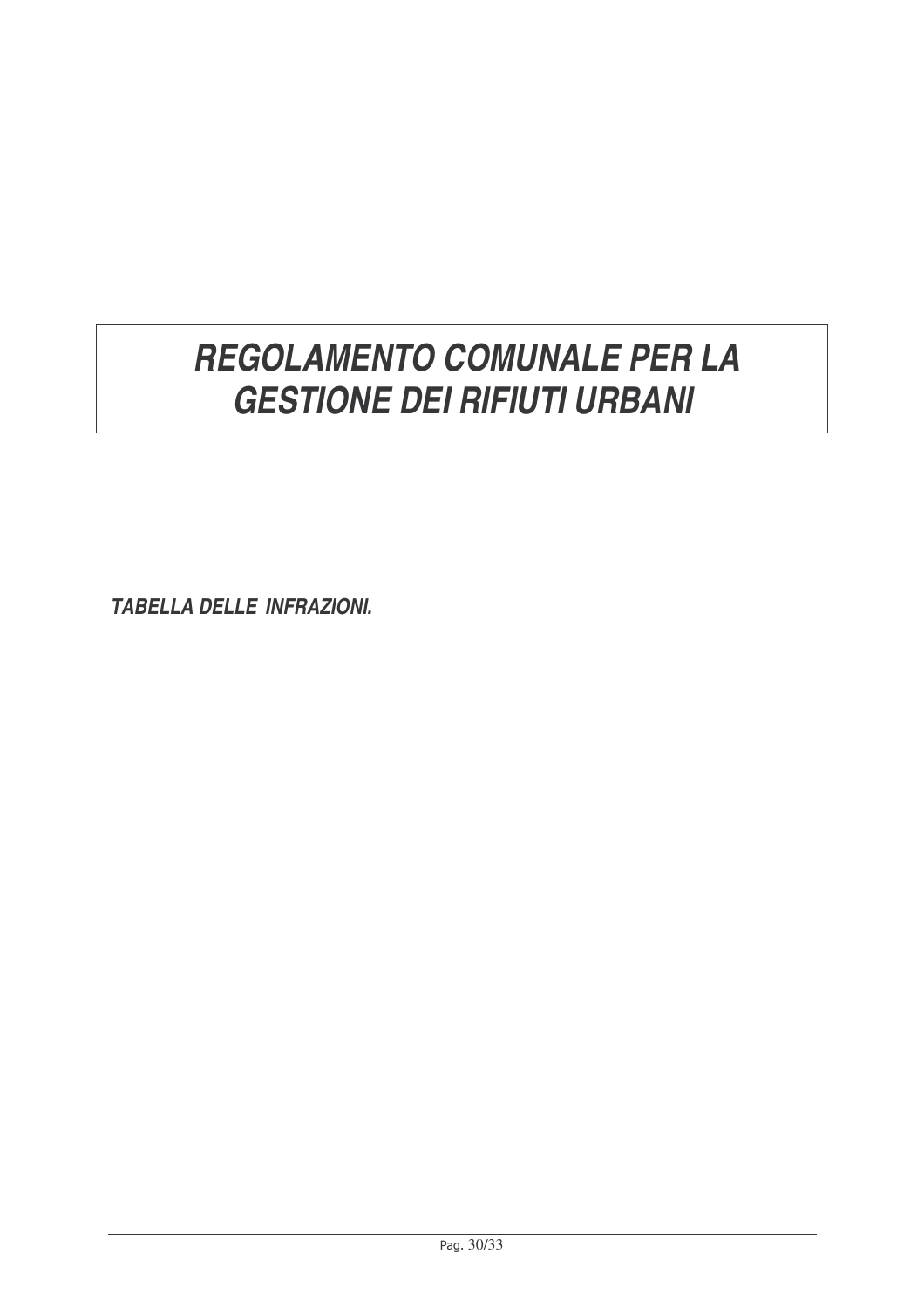# *REGOLAMENTO COMUNALE PER LA GESTIONE DEI RIFIUTI URBANI*

***TABELLA DELLE INFRAZIONI.***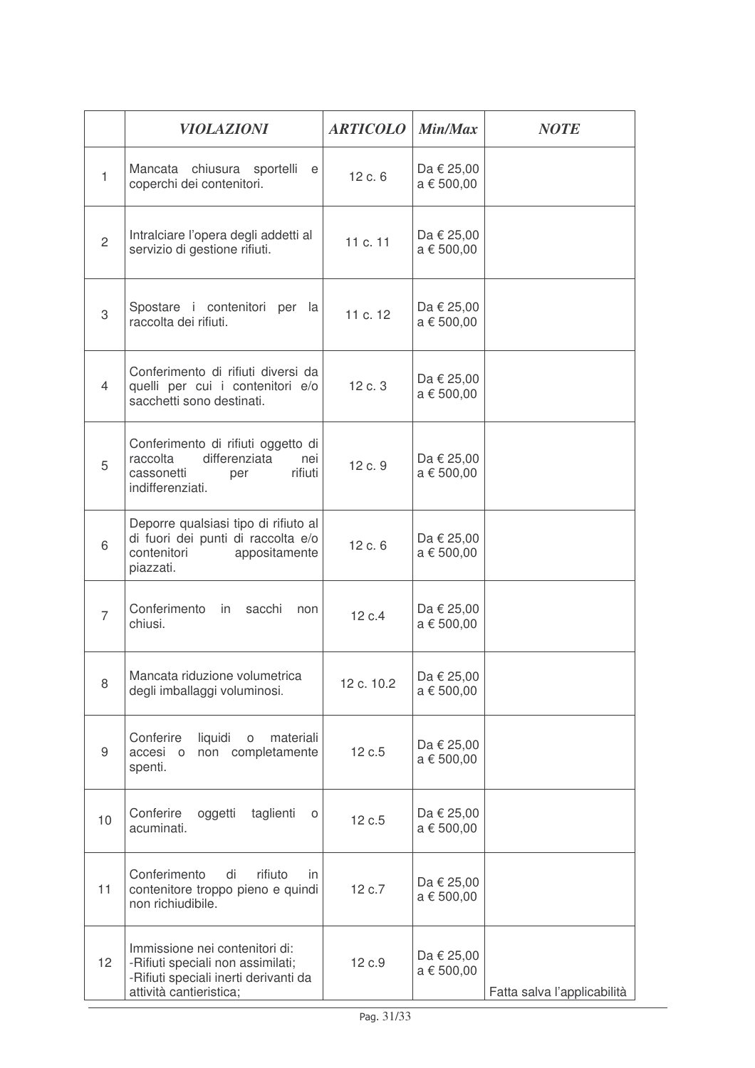| | *VIOLAZIONI* | *ARTICOLO* | *Min/Max* | *NOTE* |
|---|---|---|---|---|
| 1 | Mancata chiusura sportelli e coperchi dei contenitori. | 12 c. 6 | Da € 25,00 a € 500,00 | |
| 2 | Intralciare l'opera degli addetti al servizio di gestione rifiuti. | 11 c. 11 | Da € 25,00 a € 500,00 | |
| 3 | Spostare i contenitori per la raccolta dei rifiuti. | 11 c. 12 | Da € 25,00 a € 500,00 | |
| 4 | Conferimento di rifiuti diversi da quelli per cui i contenitori e/o sacchetti sono destinati. | 12 c. 3 | Da € 25,00 a € 500,00 | |
| 5 | Conferimento di rifiuti oggetto di raccolta differenziata nei cassonetti per rifiuti indifferenziati. | 12 c. 9 | Da € 25,00 a € 500,00 | |
| 6 | Deporre qualsiasi tipo di rifiuto al di fuori dei punti di raccolta e/o contenitori appositamente piazzati. | 12 c. 6 | Da € 25,00 a € 500,00 | |
| 7 | Conferimento in sacchi non chiusi. | 12 c.4 | Da € 25,00 a € 500,00 | |
| 8 | Mancata riduzione volumetrica degli imballaggi voluminosi. | 12 c. 10.2 | Da € 25,00 a € 500,00 | |
| 9 | Conferire liquidi o materiali accesi o non completamente spenti. | 12 c.5 | Da € 25,00 a € 500,00 | |
| 10 | Conferire oggetti taglienti o acuminati. | 12 c.5 | Da € 25,00 a € 500,00 | |
| 11 | Conferimento di rifiuto in contenitore troppo pieno e quindi non richiudibile. | 12 c.7 | Da € 25,00 a € 500,00 | |
| 12 | Immissione nei contenitori di:<br>-Rifiuti speciali non assimilati;<br>-Rifiuti speciali inerti derivanti da attività cantieristica; | 12 c.9 | Da € 25,00 a € 500,00 | Fatta salva l'applicabilità |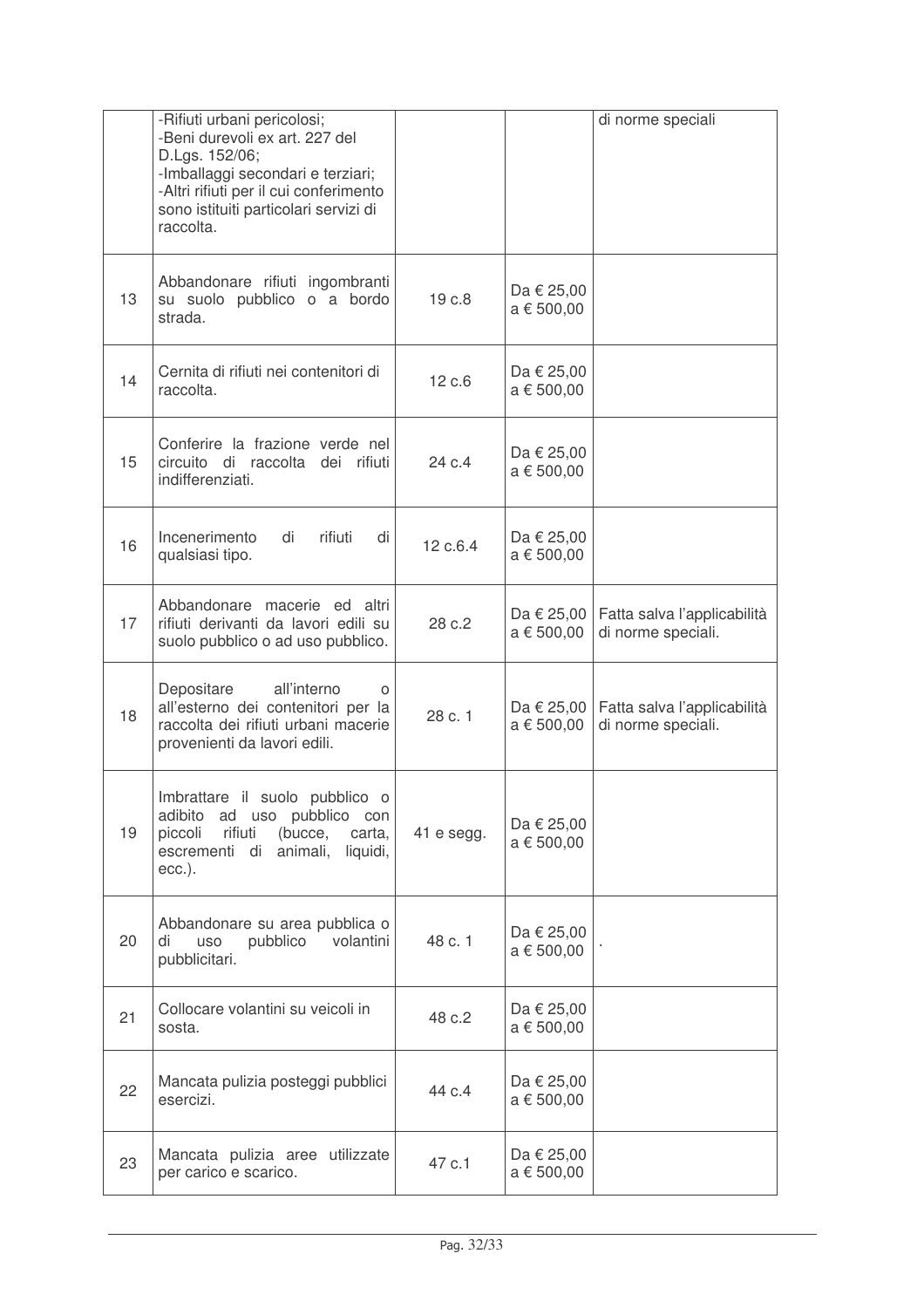| | | | | |
|---|---|---|---|---|
| | -Rifiuti urbani pericolosi;<br>-Beni durevoli ex art. 227 del D.Lgs. 152/06;<br>-Imballaggi secondari e terziari;<br>-Altri rifiuti per il cui conferimento sono istituiti particolari servizi di raccolta. | | | di norme speciali |
| 13 | Abbandonare rifiuti ingombranti su suolo pubblico o a bordo strada. | 19 c.8 | Da € 25,00 a € 500,00 | |
| 14 | Cernita di rifiuti nei contenitori di raccolta. | 12 c.6 | Da € 25,00 a € 500,00 | |
| 15 | Conferire la frazione verde nel circuito di raccolta dei rifiuti indifferenziati. | 24 c.4 | Da € 25,00 a € 500,00 | |
| 16 | Incenerimento di rifiuti di qualsiasi tipo. | 12 c.6.4 | Da € 25,00 a € 500,00 | |
| 17 | Abbandonare macerie ed altri rifiuti derivanti da lavori edili su suolo pubblico o ad uso pubblico. | 28 c.2 | Da € 25,00 a € 500,00 | Fatta salva l'applicabilità di norme speciali. |
| 18 | Depositare all'interno o all'esterno dei contenitori per la raccolta dei rifiuti urbani macerie provenienti da lavori edili. | 28 c. 1 | Da € 25,00 a € 500,00 | Fatta salva l'applicabilità di norme speciali. |
| 19 | Imbrattare il suolo pubblico o adibito ad uso pubblico con piccoli rifiuti (bucce, carta, escrementi di animali, liquidi, ecc.). | 41 e segg. | Da € 25,00 a € 500,00 | |
| 20 | Abbandonare su area pubblica o di uso pubblico volantini pubblicitari. | 48 c. 1 | Da € 25,00 a € 500,00 | . |
| 21 | Collocare volantini su veicoli in sosta. | 48 c.2 | Da € 25,00 a € 500,00 | |
| 22 | Mancata pulizia posteggi pubblici esercizi. | 44 c.4 | Da € 25,00 a € 500,00 | |
| 23 | Mancata pulizia aree utilizzate per carico e scarico. | 47 c.1 | Da € 25,00 a € 500,00 | |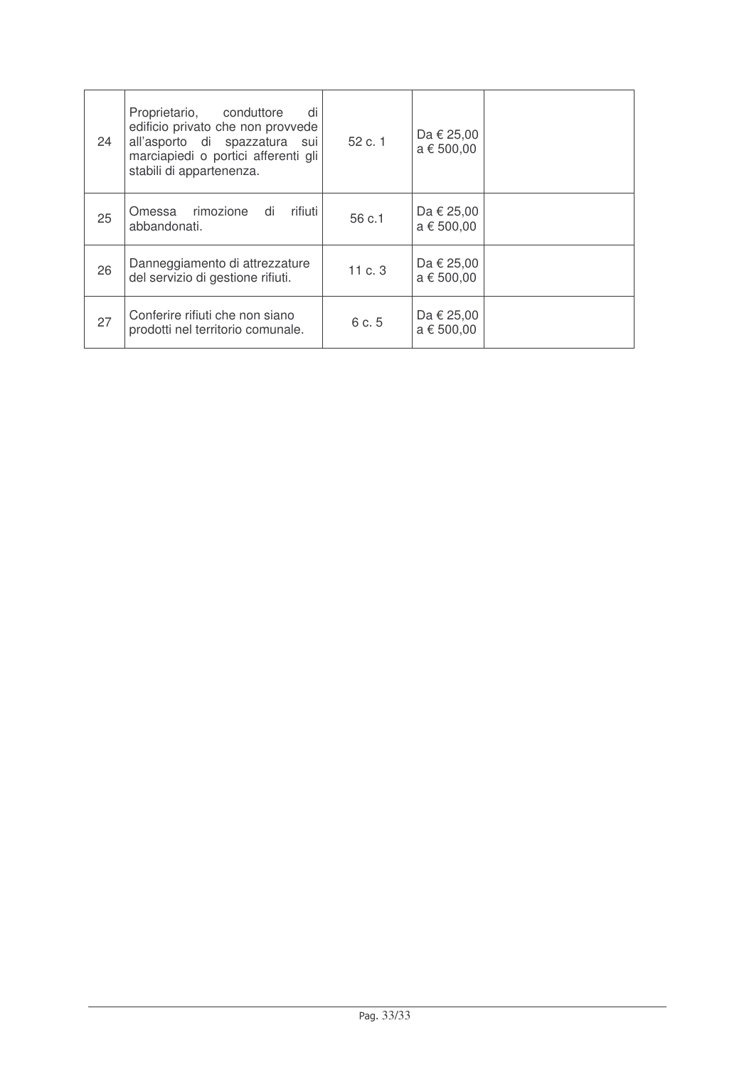| | | | | |
|---|---|---|---|---|
| 24 | Proprietario, conduttore di edificio privato che non provvede all'asporto di spazzatura sui marciapiedi o portici afferenti gli stabili di appartenenza. | 52 c. 1 | Da € 25,00 a € 500,00 | |
| 25 | Omessa rimozione di rifiuti abbandonati. | 56 c.1 | Da € 25,00 a € 500,00 | |
| 26 | Danneggiamento di attrezzature del servizio di gestione rifiuti. | 11 c. 3 | Da € 25,00 a € 500,00 | |
| 27 | Conferire rifiuti che non siano prodotti nel territorio comunale. | 6 c. 5 | Da € 25,00 a € 500,00 | |